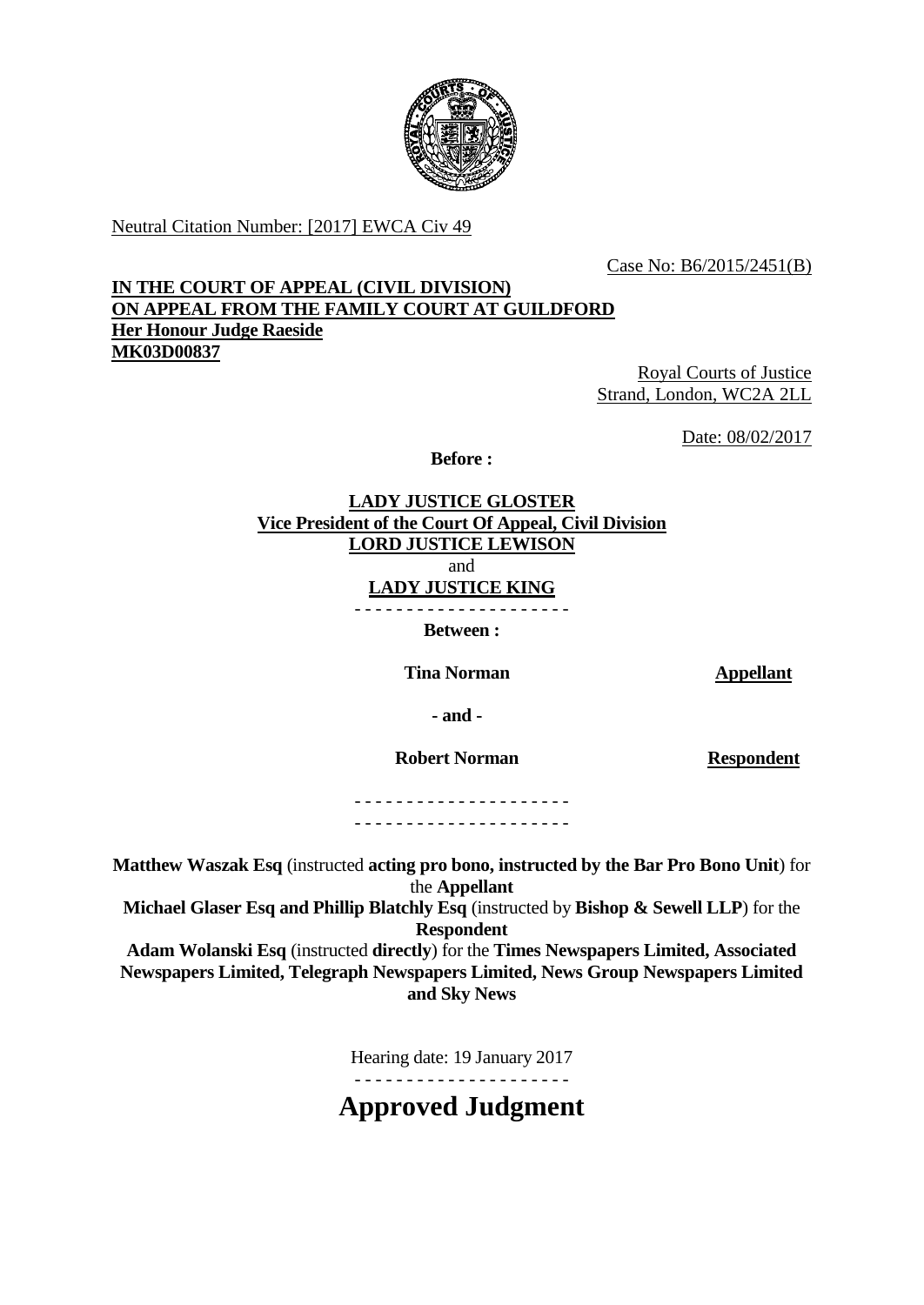Neutral Citation Number: [2017] EWCA Civ 49

Case No: B6/2015/2451(B)

**IN THE COURT OF APPEAL (CIVIL DIVISION)**
**ON APPEAL FROM THE FAMILY COURT AT GUILDFORD**
**Her Honour Judge Raeside**
**MK03D00837**

Royal Courts of Justice
Strand, London, WC2A 2LL

Date: 08/02/2017

**Before :**

**LADY JUSTICE GLOSTER**
**Vice President of the Court Of Appeal, Civil Division**
**LORD JUSTICE LEWISON**
and
**LADY JUSTICE KING**

- - - - - - - - - - - - - - - - - - - - -

**Between :**

| | |
|---|---|
| **Tina Norman** | **Appellant** |
| **- and -** | |
| **Robert Norman** | **Respondent** |

- - - - - - - - - - - - - - - - - - - - -
- - - - - - - - - - - - - - - - - - - - -

**Matthew Waszak Esq** (instructed **acting pro bono, instructed by the Bar Pro Bono Unit**) for the **Appellant**
**Michael Glaser Esq and Phillip Blatchly Esq** (instructed by **Bishop & Sewell LLP**) for the **Respondent**
**Adam Wolanski Esq** (instructed **directly**) for the **Times Newspapers Limited, Associated Newspapers Limited, Telegraph Newspapers Limited, News Group Newspapers Limited and Sky News**

Hearing date: 19 January 2017

- - - - - - - - - - - - - - - - - - - - -

# Approved Judgment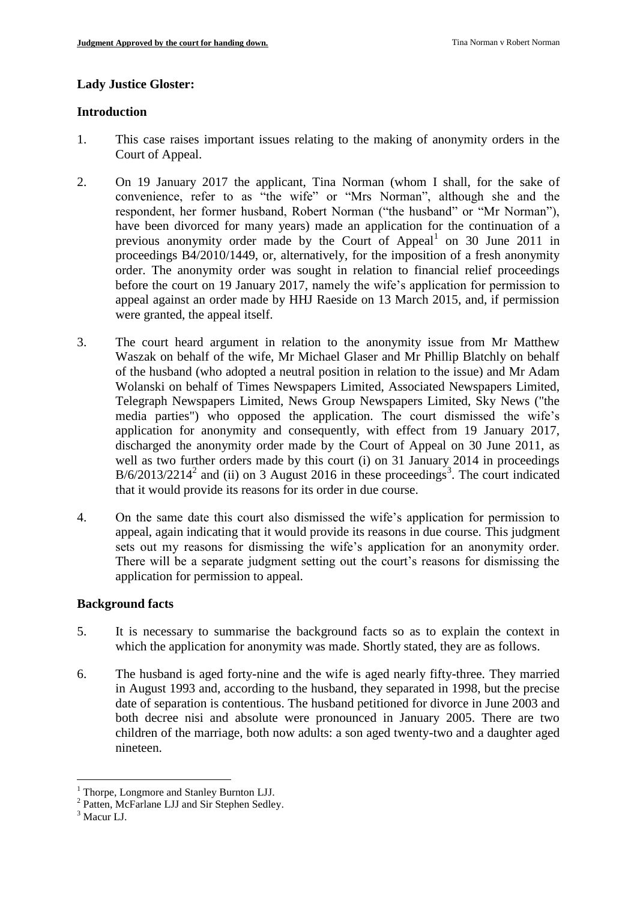**Lady Justice Gloster:**

**Introduction**

1. This case raises important issues relating to the making of anonymity orders in the Court of Appeal.

2. On 19 January 2017 the applicant, Tina Norman (whom I shall, for the sake of convenience, refer to as "the wife" or "Mrs Norman", although she and the respondent, her former husband, Robert Norman ("the husband" or "Mr Norman"), have been divorced for many years) made an application for the continuation of a previous anonymity order made by the Court of Appeal[1] on 30 June 2011 in proceedings B4/2010/1449, or, alternatively, for the imposition of a fresh anonymity order. The anonymity order was sought in relation to financial relief proceedings before the court on 19 January 2017, namely the wife's application for permission to appeal against an order made by HHJ Raeside on 13 March 2015, and, if permission were granted, the appeal itself.

3. The court heard argument in relation to the anonymity issue from Mr Matthew Waszak on behalf of the wife, Mr Michael Glaser and Mr Phillip Blatchly on behalf of the husband (who adopted a neutral position in relation to the issue) and Mr Adam Wolanski on behalf of Times Newspapers Limited, Associated Newspapers Limited, Telegraph Newspapers Limited, News Group Newspapers Limited, Sky News ("the media parties") who opposed the application. The court dismissed the wife's application for anonymity and consequently, with effect from 19 January 2017, discharged the anonymity order made by the Court of Appeal on 30 June 2011, as well as two further orders made by this court (i) on 31 January 2014 in proceedings B/6/2013/2214[2] and (ii) on 3 August 2016 in these proceedings[3]. The court indicated that it would provide its reasons for its order in due course.

4. On the same date this court also dismissed the wife's application for permission to appeal, again indicating that it would provide its reasons in due course. This judgment sets out my reasons for dismissing the wife's application for an anonymity order. There will be a separate judgment setting out the court's reasons for dismissing the application for permission to appeal.

**Background facts**

5. It is necessary to summarise the background facts so as to explain the context in which the application for anonymity was made. Shortly stated, they are as follows.

6. The husband is aged forty-nine and the wife is aged nearly fifty-three. They married in August 1993 and, according to the husband, they separated in 1998, but the precise date of separation is contentious. The husband petitioned for divorce in June 2003 and both decree nisi and absolute were pronounced in January 2005. There are two children of the marriage, both now adults: a son aged twenty-two and a daughter aged nineteen.

---

[1] Thorpe, Longmore and Stanley Burnton LJJ.

[2] Patten, McFarlane LJJ and Sir Stephen Sedley.

[3] Macur LJ.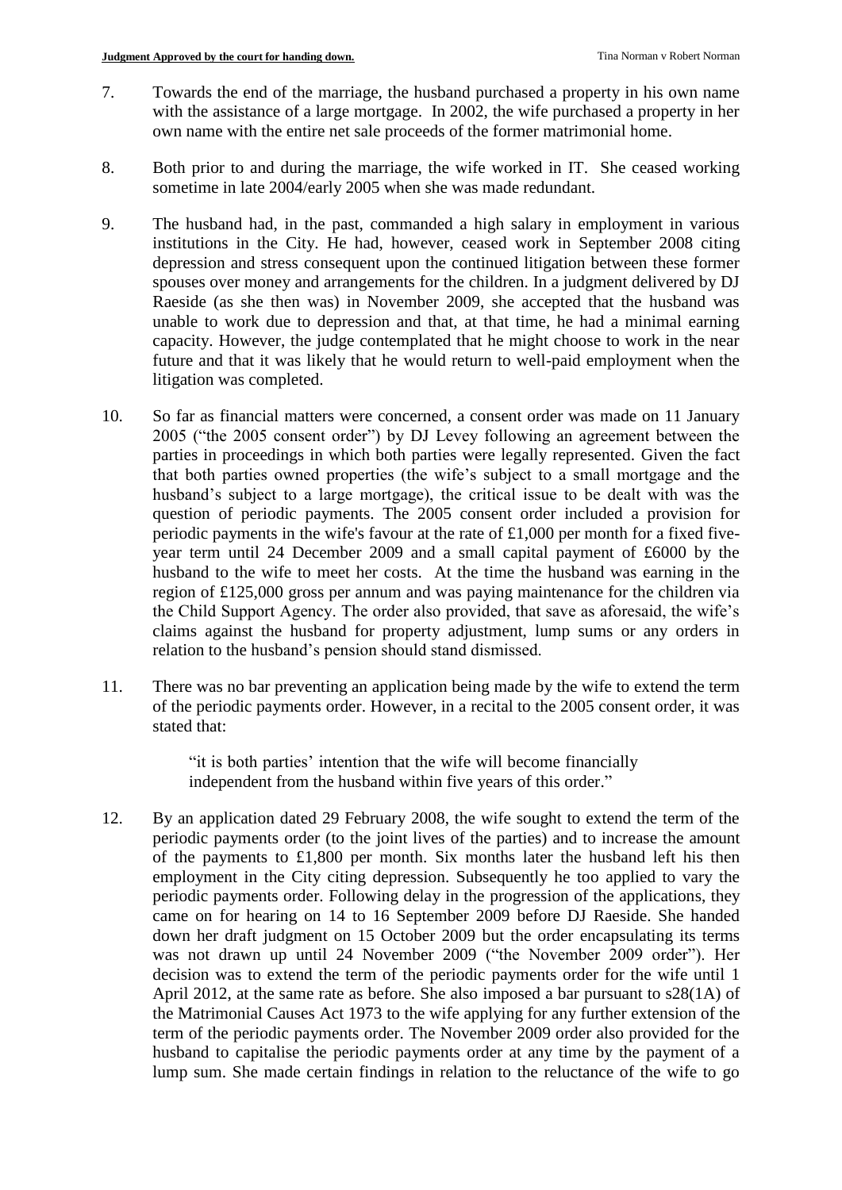7. Towards the end of the marriage, the husband purchased a property in his own name with the assistance of a large mortgage. In 2002, the wife purchased a property in her own name with the entire net sale proceeds of the former matrimonial home.

8. Both prior to and during the marriage, the wife worked in IT. She ceased working sometime in late 2004/early 2005 when she was made redundant.

9. The husband had, in the past, commanded a high salary in employment in various institutions in the City. He had, however, ceased work in September 2008 citing depression and stress consequent upon the continued litigation between these former spouses over money and arrangements for the children. In a judgment delivered by DJ Raeside (as she then was) in November 2009, she accepted that the husband was unable to work due to depression and that, at that time, he had a minimal earning capacity. However, the judge contemplated that he might choose to work in the near future and that it was likely that he would return to well-paid employment when the litigation was completed.

10. So far as financial matters were concerned, a consent order was made on 11 January 2005 ("the 2005 consent order") by DJ Levey following an agreement between the parties in proceedings in which both parties were legally represented. Given the fact that both parties owned properties (the wife's subject to a small mortgage and the husband's subject to a large mortgage), the critical issue to be dealt with was the question of periodic payments. The 2005 consent order included a provision for periodic payments in the wife's favour at the rate of £1,000 per month for a fixed five-year term until 24 December 2009 and a small capital payment of £6000 by the husband to the wife to meet her costs. At the time the husband was earning in the region of £125,000 gross per annum and was paying maintenance for the children via the Child Support Agency. The order also provided, that save as aforesaid, the wife's claims against the husband for property adjustment, lump sums or any orders in relation to the husband's pension should stand dismissed.

11. There was no bar preventing an application being made by the wife to extend the term of the periodic payments order. However, in a recital to the 2005 consent order, it was stated that:

> "it is both parties' intention that the wife will become financially independent from the husband within five years of this order."

12. By an application dated 29 February 2008, the wife sought to extend the term of the periodic payments order (to the joint lives of the parties) and to increase the amount of the payments to £1,800 per month. Six months later the husband left his then employment in the City citing depression. Subsequently he too applied to vary the periodic payments order. Following delay in the progression of the applications, they came on for hearing on 14 to 16 September 2009 before DJ Raeside. She handed down her draft judgment on 15 October 2009 but the order encapsulating its terms was not drawn up until 24 November 2009 ("the November 2009 order"). Her decision was to extend the term of the periodic payments order for the wife until 1 April 2012, at the same rate as before. She also imposed a bar pursuant to s28(1A) of the Matrimonial Causes Act 1973 to the wife applying for any further extension of the term of the periodic payments order. The November 2009 order also provided for the husband to capitalise the periodic payments order at any time by the payment of a lump sum. She made certain findings in relation to the reluctance of the wife to go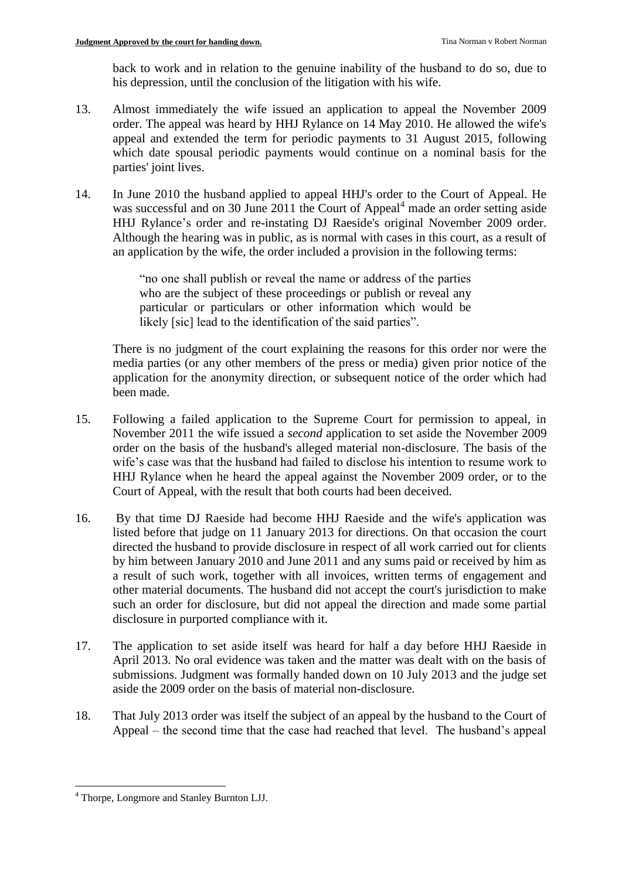back to work and in relation to the genuine inability of the husband to do so, due to his depression, until the conclusion of the litigation with his wife.

13. Almost immediately the wife issued an application to appeal the November 2009 order. The appeal was heard by HHJ Rylance on 14 May 2010. He allowed the wife's appeal and extended the term for periodic payments to 31 August 2015, following which date spousal periodic payments would continue on a nominal basis for the parties' joint lives.

14. In June 2010 the husband applied to appeal HHJ's order to the Court of Appeal. He was successful and on 30 June 2011 the Court of Appeal[4] made an order setting aside HHJ Rylance's order and re-instating DJ Raeside's original November 2009 order. Although the hearing was in public, as is normal with cases in this court, as a result of an application by the wife, the order included a provision in the following terms:

> "no one shall publish or reveal the name or address of the parties who are the subject of these proceedings or publish or reveal any particular or particulars or other information which would be likely [sic] lead to the identification of the said parties".

There is no judgment of the court explaining the reasons for this order nor were the media parties (or any other members of the press or media) given prior notice of the application for the anonymity direction, or subsequent notice of the order which had been made.

15. Following a failed application to the Supreme Court for permission to appeal, in November 2011 the wife issued a *second* application to set aside the November 2009 order on the basis of the husband's alleged material non-disclosure. The basis of the wife's case was that the husband had failed to disclose his intention to resume work to HHJ Rylance when he heard the appeal against the November 2009 order, or to the Court of Appeal, with the result that both courts had been deceived.

16. By that time DJ Raeside had become HHJ Raeside and the wife's application was listed before that judge on 11 January 2013 for directions. On that occasion the court directed the husband to provide disclosure in respect of all work carried out for clients by him between January 2010 and June 2011 and any sums paid or received by him as a result of such work, together with all invoices, written terms of engagement and other material documents. The husband did not accept the court's jurisdiction to make such an order for disclosure, but did not appeal the direction and made some partial disclosure in purported compliance with it.

17. The application to set aside itself was heard for half a day before HHJ Raeside in April 2013. No oral evidence was taken and the matter was dealt with on the basis of submissions. Judgment was formally handed down on 10 July 2013 and the judge set aside the 2009 order on the basis of material non-disclosure.

18. That July 2013 order was itself the subject of an appeal by the husband to the Court of Appeal – the second time that the case had reached that level. The husband's appeal

---

[4] Thorpe, Longmore and Stanley Burnton LJJ.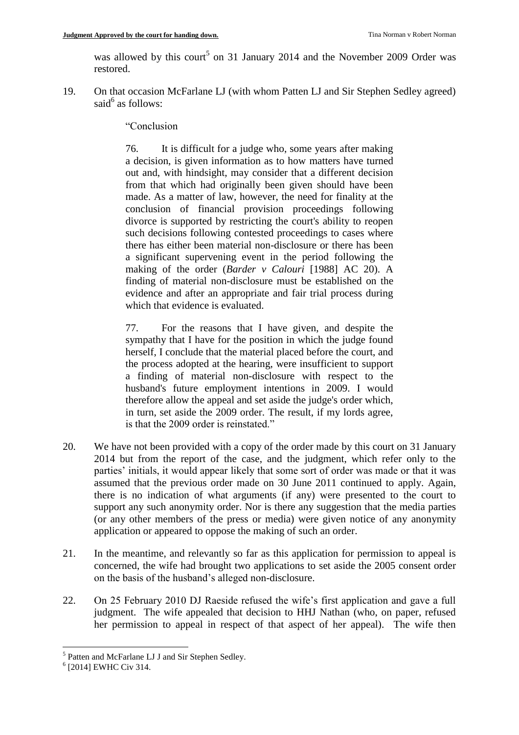was allowed by this court[5] on 31 January 2014 and the November 2009 Order was restored.

19. On that occasion McFarlane LJ (with whom Patten LJ and Sir Stephen Sedley agreed) said[6] as follows:

> "Conclusion
>
> 76. It is difficult for a judge who, some years after making a decision, is given information as to how matters have turned out and, with hindsight, may consider that a different decision from that which had originally been given should have been made. As a matter of law, however, the need for finality at the conclusion of financial provision proceedings following divorce is supported by restricting the court's ability to reopen such decisions following contested proceedings to cases where there has either been material non-disclosure or there has been a significant supervening event in the period following the making of the order (*Barder v Calouri* [1988] AC 20). A finding of material non-disclosure must be established on the evidence and after an appropriate and fair trial process during which that evidence is evaluated.
>
> 77. For the reasons that I have given, and despite the sympathy that I have for the position in which the judge found herself, I conclude that the material placed before the court, and the process adopted at the hearing, were insufficient to support a finding of material non-disclosure with respect to the husband's future employment intentions in 2009. I would therefore allow the appeal and set aside the judge's order which, in turn, set aside the 2009 order. The result, if my lords agree, is that the 2009 order is reinstated."

20. We have not been provided with a copy of the order made by this court on 31 January 2014 but from the report of the case, and the judgment, which refer only to the parties' initials, it would appear likely that some sort of order was made or that it was assumed that the previous order made on 30 June 2011 continued to apply. Again, there is no indication of what arguments (if any) were presented to the court to support any such anonymity order. Nor is there any suggestion that the media parties (or any other members of the press or media) were given notice of any anonymity application or appeared to oppose the making of such an order.

21. In the meantime, and relevantly so far as this application for permission to appeal is concerned, the wife had brought two applications to set aside the 2005 consent order on the basis of the husband's alleged non-disclosure.

22. On 25 February 2010 DJ Raeside refused the wife's first application and gave a full judgment. The wife appealed that decision to HHJ Nathan (who, on paper, refused her permission to appeal in respect of that aspect of her appeal). The wife then

---

[5] Patten and McFarlane LJ J and Sir Stephen Sedley.

[6] [2014] EWHC Civ 314.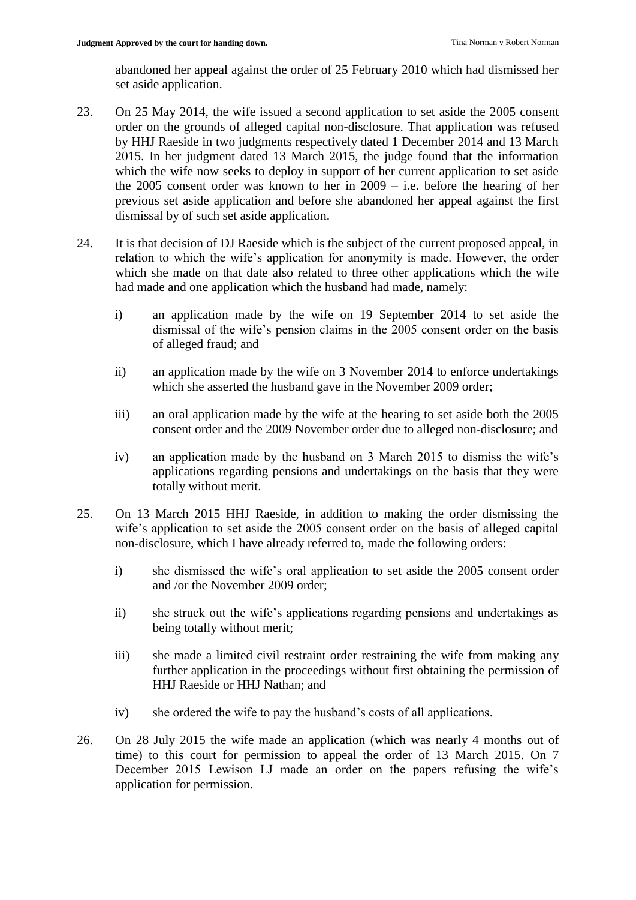abandoned her appeal against the order of 25 February 2010 which had dismissed her set aside application.

23. On 25 May 2014, the wife issued a second application to set aside the 2005 consent order on the grounds of alleged capital non-disclosure. That application was refused by HHJ Raeside in two judgments respectively dated 1 December 2014 and 13 March 2015. In her judgment dated 13 March 2015, the judge found that the information which the wife now seeks to deploy in support of her current application to set aside the 2005 consent order was known to her in 2009 – i.e. before the hearing of her previous set aside application and before she abandoned her appeal against the first dismissal by of such set aside application.

24. It is that decision of DJ Raeside which is the subject of the current proposed appeal, in relation to which the wife's application for anonymity is made. However, the order which she made on that date also related to three other applications which the wife had made and one application which the husband had made, namely:

    i) an application made by the wife on 19 September 2014 to set aside the dismissal of the wife's pension claims in the 2005 consent order on the basis of alleged fraud; and

    ii) an application made by the wife on 3 November 2014 to enforce undertakings which she asserted the husband gave in the November 2009 order;

    iii) an oral application made by the wife at the hearing to set aside both the 2005 consent order and the 2009 November order due to alleged non-disclosure; and

    iv) an application made by the husband on 3 March 2015 to dismiss the wife's applications regarding pensions and undertakings on the basis that they were totally without merit.

25. On 13 March 2015 HHJ Raeside, in addition to making the order dismissing the wife's application to set aside the 2005 consent order on the basis of alleged capital non-disclosure, which I have already referred to, made the following orders:

    i) she dismissed the wife's oral application to set aside the 2005 consent order and /or the November 2009 order;

    ii) she struck out the wife's applications regarding pensions and undertakings as being totally without merit;

    iii) she made a limited civil restraint order restraining the wife from making any further application in the proceedings without first obtaining the permission of HHJ Raeside or HHJ Nathan; and

    iv) she ordered the wife to pay the husband's costs of all applications.

26. On 28 July 2015 the wife made an application (which was nearly 4 months out of time) to this court for permission to appeal the order of 13 March 2015. On 7 December 2015 Lewison LJ made an order on the papers refusing the wife's application for permission.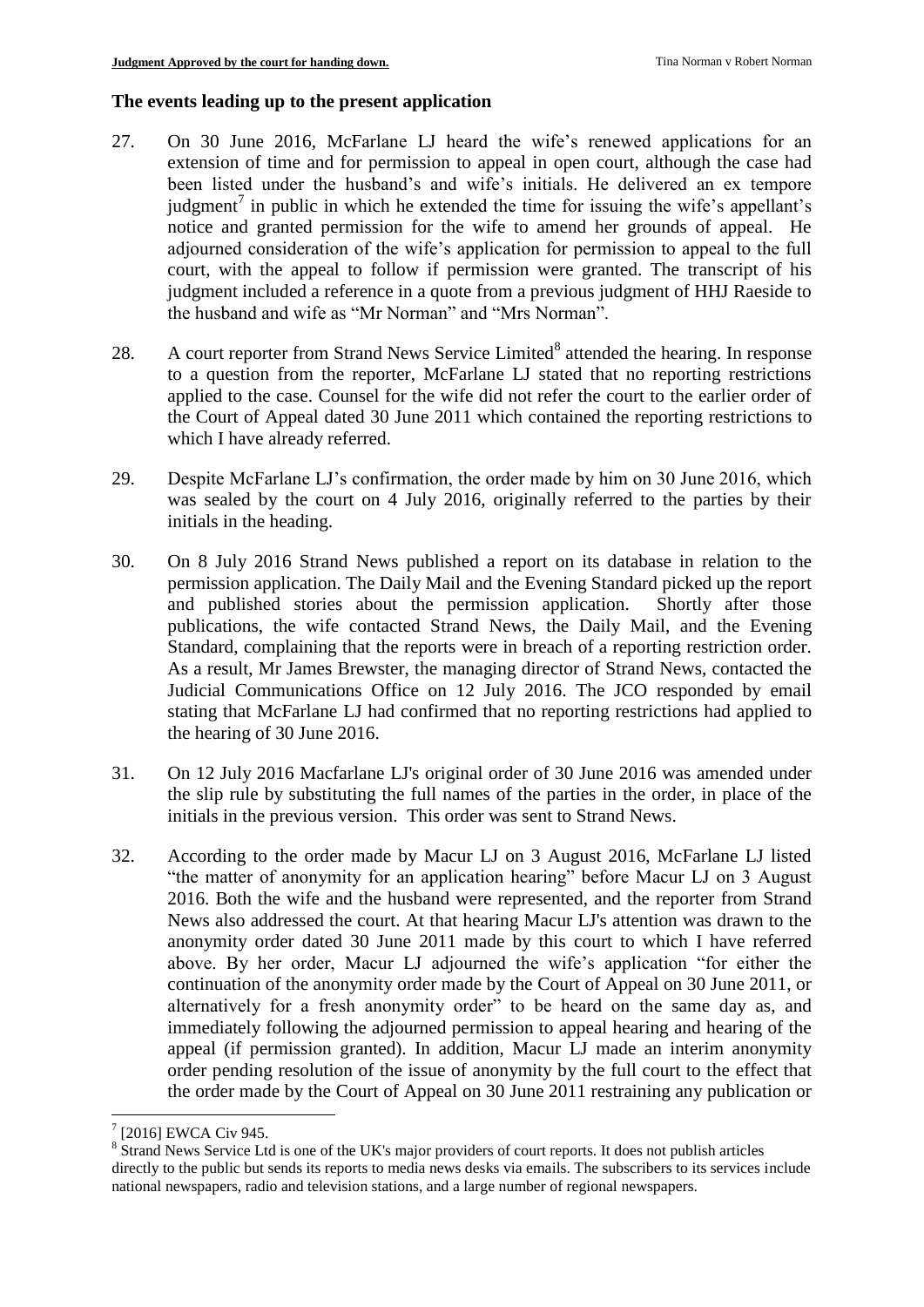## The events leading up to the present application

27. On 30 June 2016, McFarlane LJ heard the wife's renewed applications for an extension of time and for permission to appeal in open court, although the case had been listed under the husband's and wife's initials. He delivered an ex tempore judgment[7] in public in which he extended the time for issuing the wife's appellant's notice and granted permission for the wife to amend her grounds of appeal. He adjourned consideration of the wife's application for permission to appeal to the full court, with the appeal to follow if permission were granted. The transcript of his judgment included a reference in a quote from a previous judgment of HHJ Raeside to the husband and wife as "Mr Norman" and "Mrs Norman".

28. A court reporter from Strand News Service Limited[8] attended the hearing. In response to a question from the reporter, McFarlane LJ stated that no reporting restrictions applied to the case. Counsel for the wife did not refer the court to the earlier order of the Court of Appeal dated 30 June 2011 which contained the reporting restrictions to which I have already referred.

29. Despite McFarlane LJ's confirmation, the order made by him on 30 June 2016, which was sealed by the court on 4 July 2016, originally referred to the parties by their initials in the heading.

30. On 8 July 2016 Strand News published a report on its database in relation to the permission application. The Daily Mail and the Evening Standard picked up the report and published stories about the permission application. Shortly after those publications, the wife contacted Strand News, the Daily Mail, and the Evening Standard, complaining that the reports were in breach of a reporting restriction order. As a result, Mr James Brewster, the managing director of Strand News, contacted the Judicial Communications Office on 12 July 2016. The JCO responded by email stating that McFarlane LJ had confirmed that no reporting restrictions had applied to the hearing of 30 June 2016.

31. On 12 July 2016 Macfarlane LJ's original order of 30 June 2016 was amended under the slip rule by substituting the full names of the parties in the order, in place of the initials in the previous version. This order was sent to Strand News.

32. According to the order made by Macur LJ on 3 August 2016, McFarlane LJ listed "the matter of anonymity for an application hearing" before Macur LJ on 3 August 2016. Both the wife and the husband were represented, and the reporter from Strand News also addressed the court. At that hearing Macur LJ's attention was drawn to the anonymity order dated 30 June 2011 made by this court to which I have referred above. By her order, Macur LJ adjourned the wife's application "for either the continuation of the anonymity order made by the Court of Appeal on 30 June 2011, or alternatively for a fresh anonymity order" to be heard on the same day as, and immediately following the adjourned permission to appeal hearing and hearing of the appeal (if permission granted). In addition, Macur LJ made an interim anonymity order pending resolution of the issue of anonymity by the full court to the effect that the order made by the Court of Appeal on 30 June 2011 restraining any publication or

---

[7] [2016] EWCA Civ 945.

[8] Strand News Service Ltd is one of the UK's major providers of court reports. It does not publish articles directly to the public but sends its reports to media news desks via emails. The subscribers to its services include national newspapers, radio and television stations, and a large number of regional newspapers.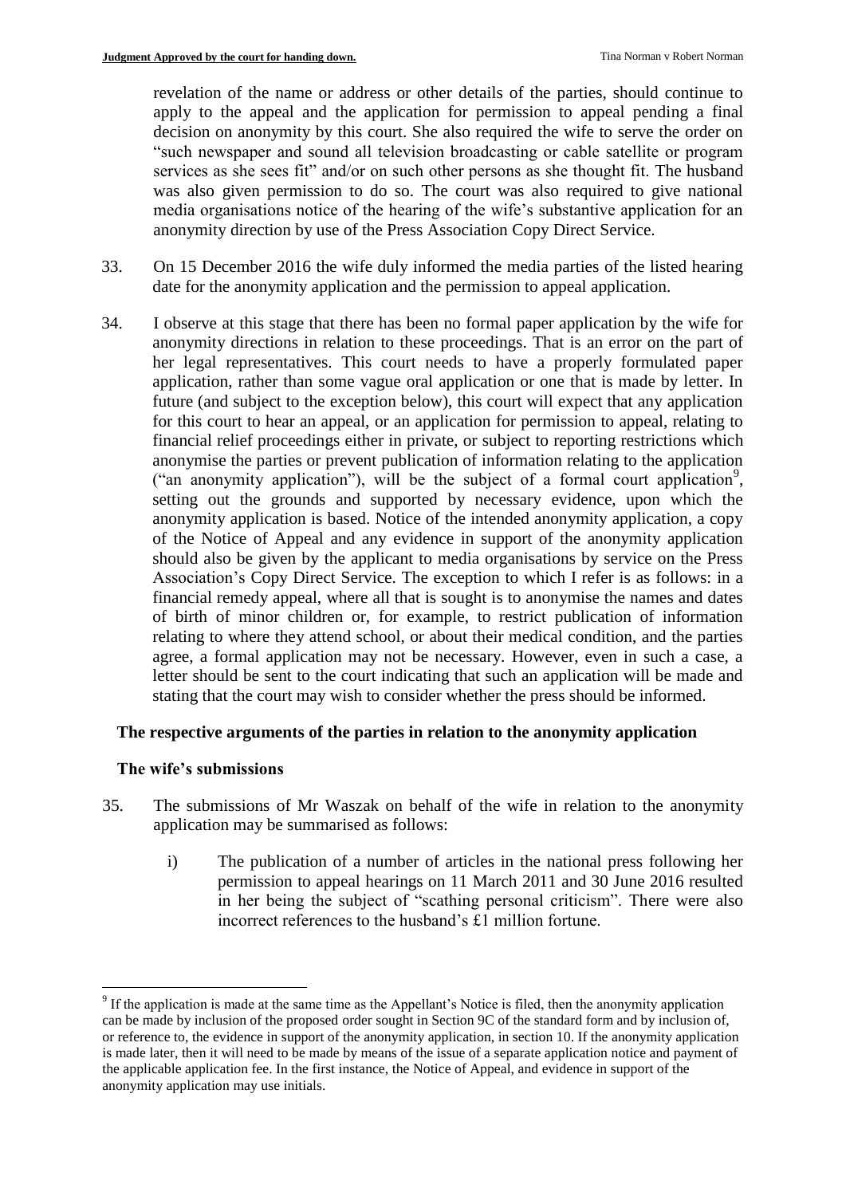revelation of the name or address or other details of the parties, should continue to apply to the appeal and the application for permission to appeal pending a final decision on anonymity by this court. She also required the wife to serve the order on "such newspaper and sound all television broadcasting or cable satellite or program services as she sees fit" and/or on such other persons as she thought fit. The husband was also given permission to do so. The court was also required to give national media organisations notice of the hearing of the wife's substantive application for an anonymity direction by use of the Press Association Copy Direct Service.

33. On 15 December 2016 the wife duly informed the media parties of the listed hearing date for the anonymity application and the permission to appeal application.

34. I observe at this stage that there has been no formal paper application by the wife for anonymity directions in relation to these proceedings. That is an error on the part of her legal representatives. This court needs to have a properly formulated paper application, rather than some vague oral application or one that is made by letter. In future (and subject to the exception below), this court will expect that any application for this court to hear an appeal, or an application for permission to appeal, relating to financial relief proceedings either in private, or subject to reporting restrictions which anonymise the parties or prevent publication of information relating to the application ("an anonymity application"), will be the subject of a formal court application[9], setting out the grounds and supported by necessary evidence, upon which the anonymity application is based. Notice of the intended anonymity application, a copy of the Notice of Appeal and any evidence in support of the anonymity application should also be given by the applicant to media organisations by service on the Press Association's Copy Direct Service. The exception to which I refer is as follows: in a financial remedy appeal, where all that is sought is to anonymise the names and dates of birth of minor children or, for example, to restrict publication of information relating to where they attend school, or about their medical condition, and the parties agree, a formal application may not be necessary. However, even in such a case, a letter should be sent to the court indicating that such an application will be made and stating that the court may wish to consider whether the press should be informed.

## The respective arguments of the parties in relation to the anonymity application

### The wife's submissions

35. The submissions of Mr Waszak on behalf of the wife in relation to the anonymity application may be summarised as follows:

    i) The publication of a number of articles in the national press following her permission to appeal hearings on 11 March 2011 and 30 June 2016 resulted in her being the subject of "scathing personal criticism". There were also incorrect references to the husband's £1 million fortune.

---

[9] If the application is made at the same time as the Appellant's Notice is filed, then the anonymity application can be made by inclusion of the proposed order sought in Section 9C of the standard form and by inclusion of, or reference to, the evidence in support of the anonymity application, in section 10. If the anonymity application is made later, then it will need to be made by means of the issue of a separate application notice and payment of the applicable application fee. In the first instance, the Notice of Appeal, and evidence in support of the anonymity application may use initials.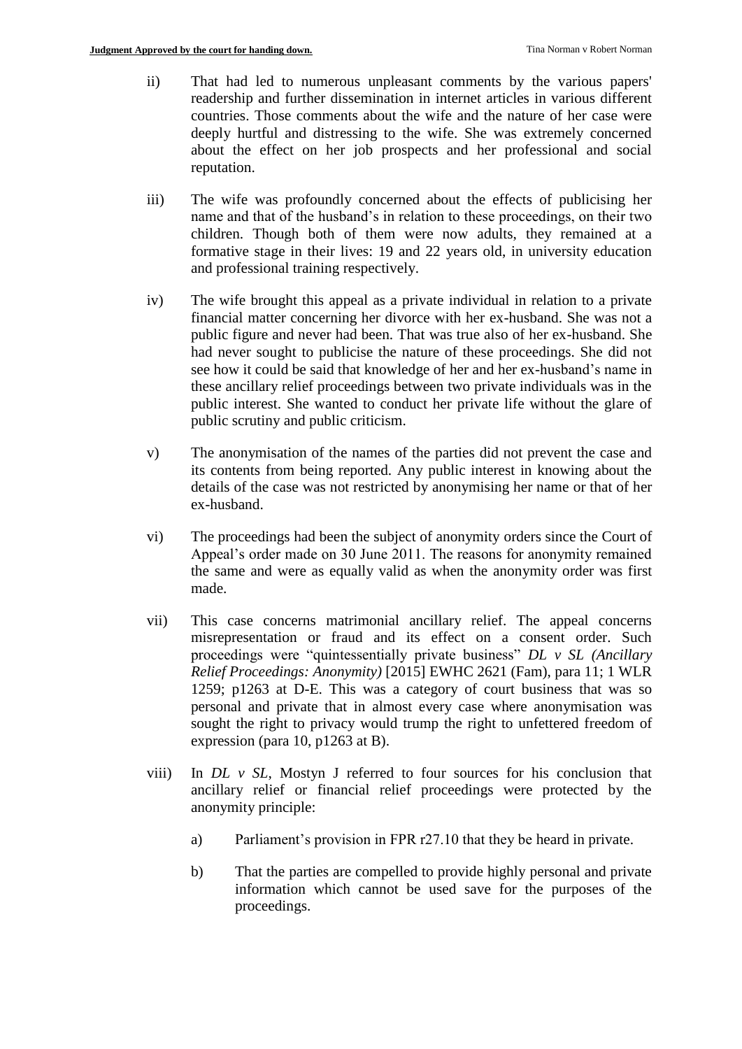ii) That had led to numerous unpleasant comments by the various papers' readership and further dissemination in internet articles in various different countries. Those comments about the wife and the nature of her case were deeply hurtful and distressing to the wife. She was extremely concerned about the effect on her job prospects and her professional and social reputation.

iii) The wife was profoundly concerned about the effects of publicising her name and that of the husband's in relation to these proceedings, on their two children. Though both of them were now adults, they remained at a formative stage in their lives: 19 and 22 years old, in university education and professional training respectively.

iv) The wife brought this appeal as a private individual in relation to a private financial matter concerning her divorce with her ex-husband. She was not a public figure and never had been. That was true also of her ex-husband. She had never sought to publicise the nature of these proceedings. She did not see how it could be said that knowledge of her and her ex-husband's name in these ancillary relief proceedings between two private individuals was in the public interest. She wanted to conduct her private life without the glare of public scrutiny and public criticism.

v) The anonymisation of the names of the parties did not prevent the case and its contents from being reported. Any public interest in knowing about the details of the case was not restricted by anonymising her name or that of her ex-husband.

vi) The proceedings had been the subject of anonymity orders since the Court of Appeal's order made on 30 June 2011. The reasons for anonymity remained the same and were as equally valid as when the anonymity order was first made.

vii) This case concerns matrimonial ancillary relief. The appeal concerns misrepresentation or fraud and its effect on a consent order. Such proceedings were "quintessentially private business" *DL v SL (Ancillary Relief Proceedings: Anonymity)* [2015] EWHC 2621 (Fam), para 11; 1 WLR 1259; p1263 at D-E. This was a category of court business that was so personal and private that in almost every case where anonymisation was sought the right to privacy would trump the right to unfettered freedom of expression (para 10, p1263 at B).

viii) In *DL v SL*, Mostyn J referred to four sources for his conclusion that ancillary relief or financial relief proceedings were protected by the anonymity principle:

a) Parliament's provision in FPR r27.10 that they be heard in private.

b) That the parties are compelled to provide highly personal and private information which cannot be used save for the purposes of the proceedings.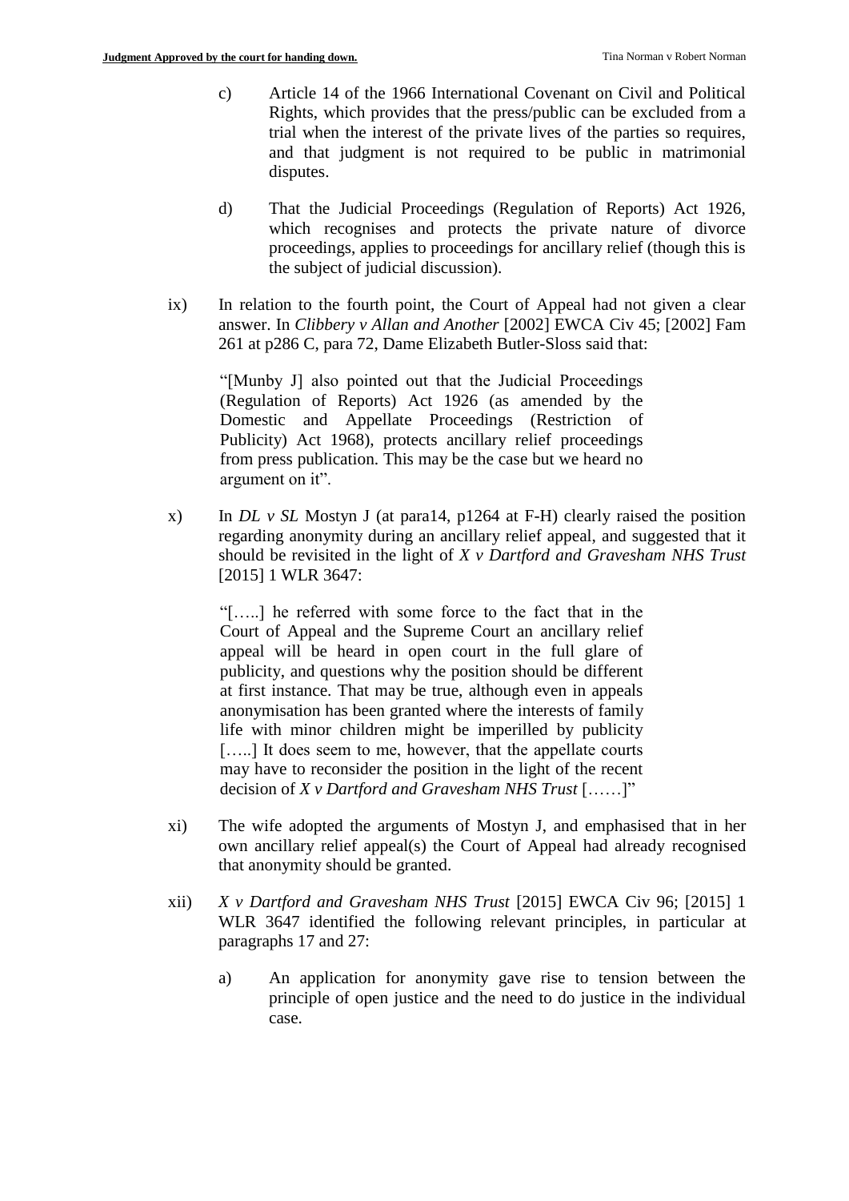c) Article 14 of the 1966 International Covenant on Civil and Political Rights, which provides that the press/public can be excluded from a trial when the interest of the private lives of the parties so requires, and that judgment is not required to be public in matrimonial disputes.

d) That the Judicial Proceedings (Regulation of Reports) Act 1926, which recognises and protects the private nature of divorce proceedings, applies to proceedings for ancillary relief (though this is the subject of judicial discussion).

ix) In relation to the fourth point, the Court of Appeal had not given a clear answer. In *Clibbery v Allan and Another* [2002] EWCA Civ 45; [2002] Fam 261 at p286 C, para 72, Dame Elizabeth Butler-Sloss said that:

> "[Munby J] also pointed out that the Judicial Proceedings (Regulation of Reports) Act 1926 (as amended by the Domestic and Appellate Proceedings (Restriction of Publicity) Act 1968), protects ancillary relief proceedings from press publication. This may be the case but we heard no argument on it".

x) In *DL v SL* Mostyn J (at para14, p1264 at F-H) clearly raised the position regarding anonymity during an ancillary relief appeal, and suggested that it should be revisited in the light of *X v Dartford and Gravesham NHS Trust* [2015] 1 WLR 3647:

> "[…..] he referred with some force to the fact that in the Court of Appeal and the Supreme Court an ancillary relief appeal will be heard in open court in the full glare of publicity, and questions why the position should be different at first instance. That may be true, although even in appeals anonymisation has been granted where the interests of family life with minor children might be imperilled by publicity […..] It does seem to me, however, that the appellate courts may have to reconsider the position in the light of the recent decision of *X v Dartford and Gravesham NHS Trust* [……]"

xi) The wife adopted the arguments of Mostyn J, and emphasised that in her own ancillary relief appeal(s) the Court of Appeal had already recognised that anonymity should be granted.

xii) *X v Dartford and Gravesham NHS Trust* [2015] EWCA Civ 96; [2015] 1 WLR 3647 identified the following relevant principles, in particular at paragraphs 17 and 27:

a) An application for anonymity gave rise to tension between the principle of open justice and the need to do justice in the individual case.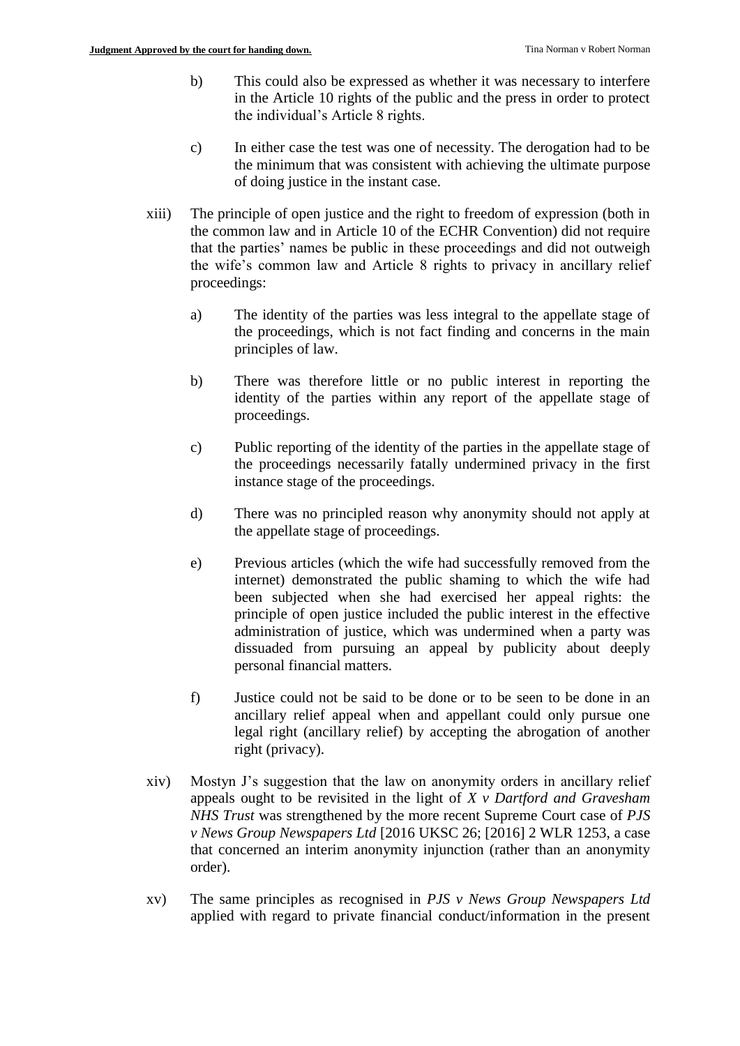b) This could also be expressed as whether it was necessary to interfere in the Article 10 rights of the public and the press in order to protect the individual's Article 8 rights.

c) In either case the test was one of necessity. The derogation had to be the minimum that was consistent with achieving the ultimate purpose of doing justice in the instant case.

xiii) The principle of open justice and the right to freedom of expression (both in the common law and in Article 10 of the ECHR Convention) did not require that the parties' names be public in these proceedings and did not outweigh the wife's common law and Article 8 rights to privacy in ancillary relief proceedings:

a) The identity of the parties was less integral to the appellate stage of the proceedings, which is not fact finding and concerns in the main principles of law.

b) There was therefore little or no public interest in reporting the identity of the parties within any report of the appellate stage of proceedings.

c) Public reporting of the identity of the parties in the appellate stage of the proceedings necessarily fatally undermined privacy in the first instance stage of the proceedings.

d) There was no principled reason why anonymity should not apply at the appellate stage of proceedings.

e) Previous articles (which the wife had successfully removed from the internet) demonstrated the public shaming to which the wife had been subjected when she had exercised her appeal rights: the principle of open justice included the public interest in the effective administration of justice, which was undermined when a party was dissuaded from pursuing an appeal by publicity about deeply personal financial matters.

f) Justice could not be said to be done or to be seen to be done in an ancillary relief appeal when and appellant could only pursue one legal right (ancillary relief) by accepting the abrogation of another right (privacy).

xiv) Mostyn J's suggestion that the law on anonymity orders in ancillary relief appeals ought to be revisited in the light of *X v Dartford and Gravesham NHS Trust* was strengthened by the more recent Supreme Court case of *PJS v News Group Newspapers Ltd* [2016 UKSC 26; [2016] 2 WLR 1253, a case that concerned an interim anonymity injunction (rather than an anonymity order).

xv) The same principles as recognised in *PJS v News Group Newspapers Ltd* applied with regard to private financial conduct/information in the present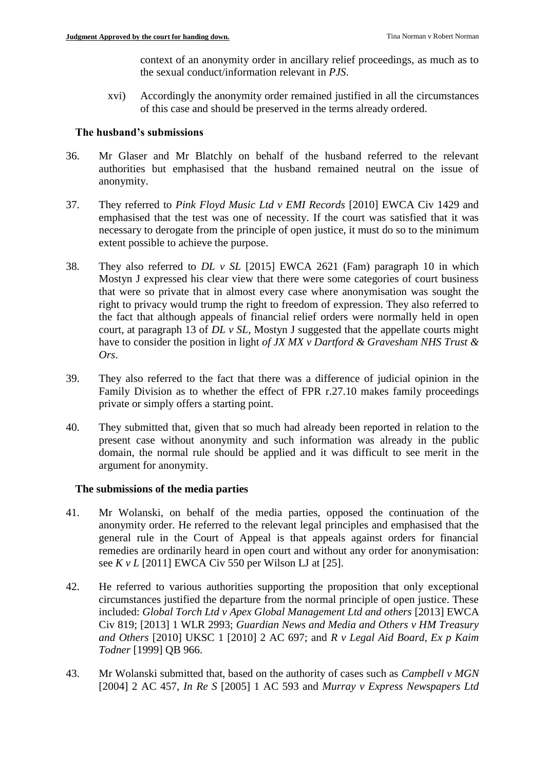context of an anonymity order in ancillary relief proceedings, as much as to the sexual conduct/information relevant in *PJS*.

xvi) Accordingly the anonymity order remained justified in all the circumstances of this case and should be preserved in the terms already ordered.

### The husband's submissions

36. Mr Glaser and Mr Blatchly on behalf of the husband referred to the relevant authorities but emphasised that the husband remained neutral on the issue of anonymity.

37. They referred to *Pink Floyd Music Ltd v EMI Records* [2010] EWCA Civ 1429 and emphasised that the test was one of necessity. If the court was satisfied that it was necessary to derogate from the principle of open justice, it must do so to the minimum extent possible to achieve the purpose.

38. They also referred to *DL v SL* [2015] EWCA 2621 (Fam) paragraph 10 in which Mostyn J expressed his clear view that there were some categories of court business that were so private that in almost every case where anonymisation was sought the right to privacy would trump the right to freedom of expression. They also referred to the fact that although appeals of financial relief orders were normally held in open court, at paragraph 13 of *DL v SL,* Mostyn J suggested that the appellate courts might have to consider the position in light *of JX MX v Dartford & Gravesham NHS Trust & Ors*.

39. They also referred to the fact that there was a difference of judicial opinion in the Family Division as to whether the effect of FPR r.27.10 makes family proceedings private or simply offers a starting point.

40. They submitted that, given that so much had already been reported in relation to the present case without anonymity and such information was already in the public domain, the normal rule should be applied and it was difficult to see merit in the argument for anonymity.

### The submissions of the media parties

41. Mr Wolanski, on behalf of the media parties, opposed the continuation of the anonymity order. He referred to the relevant legal principles and emphasised that the general rule in the Court of Appeal is that appeals against orders for financial remedies are ordinarily heard in open court and without any order for anonymisation: see *K v L* [2011] EWCA Civ 550 per Wilson LJ at [25].

42. He referred to various authorities supporting the proposition that only exceptional circumstances justified the departure from the normal principle of open justice. These included: *Global Torch Ltd v Apex Global Management Ltd and others* [2013] EWCA Civ 819; [2013] 1 WLR 2993; *Guardian News and Media and Others v HM Treasury and Others* [2010] UKSC 1 [2010] 2 AC 697; and *R v Legal Aid Board, Ex p Kaim Todner* [1999] QB 966.

43. Mr Wolanski submitted that, based on the authority of cases such as *Campbell v MGN* [2004] 2 AC 457, *In Re S* [2005] 1 AC 593 and *Murray v Express Newspapers Ltd*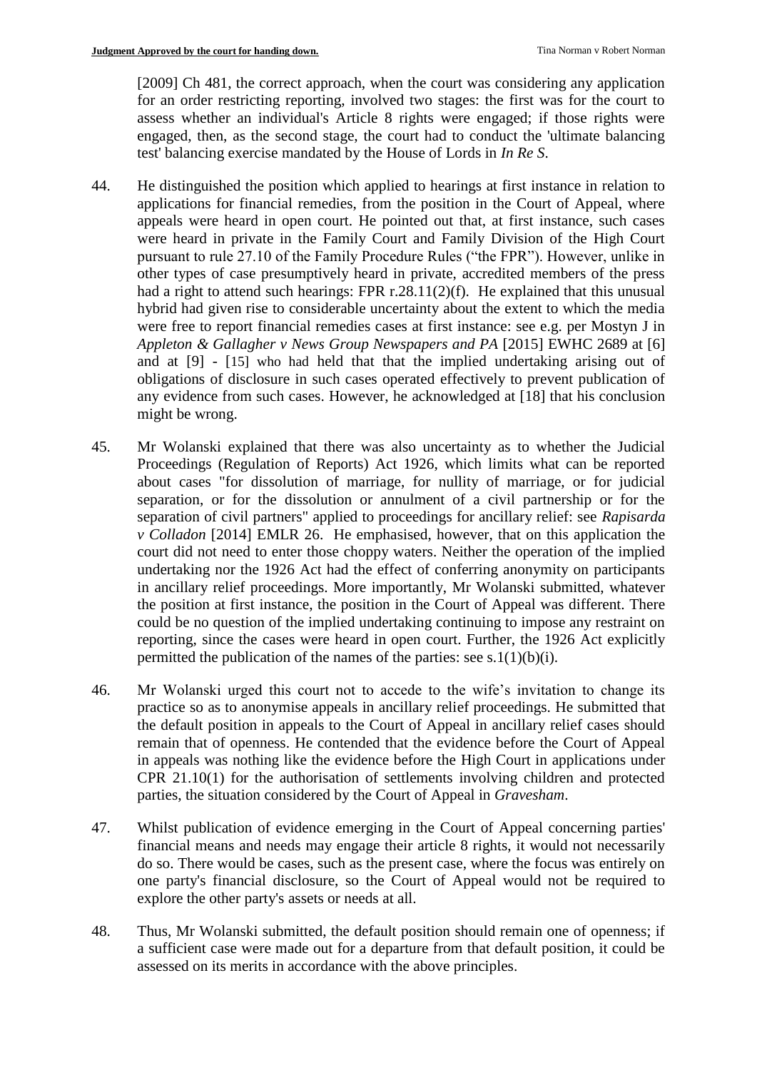[2009] Ch 481, the correct approach, when the court was considering any application for an order restricting reporting, involved two stages: the first was for the court to assess whether an individual's Article 8 rights were engaged; if those rights were engaged, then, as the second stage, the court had to conduct the 'ultimate balancing test' balancing exercise mandated by the House of Lords in *In Re S*.

44. He distinguished the position which applied to hearings at first instance in relation to applications for financial remedies, from the position in the Court of Appeal, where appeals were heard in open court. He pointed out that, at first instance, such cases were heard in private in the Family Court and Family Division of the High Court pursuant to rule 27.10 of the Family Procedure Rules ("the FPR"). However, unlike in other types of case presumptively heard in private, accredited members of the press had a right to attend such hearings: FPR r.28.11(2)(f). He explained that this unusual hybrid had given rise to considerable uncertainty about the extent to which the media were free to report financial remedies cases at first instance: see e.g. per Mostyn J in *Appleton & Gallagher v News Group Newspapers and PA* [2015] EWHC 2689 at [6] and at [9] - [15] who had held that that the implied undertaking arising out of obligations of disclosure in such cases operated effectively to prevent publication of any evidence from such cases. However, he acknowledged at [18] that his conclusion might be wrong.

45. Mr Wolanski explained that there was also uncertainty as to whether the Judicial Proceedings (Regulation of Reports) Act 1926, which limits what can be reported about cases "for dissolution of marriage, for nullity of marriage, or for judicial separation, or for the dissolution or annulment of a civil partnership or for the separation of civil partners" applied to proceedings for ancillary relief: see *Rapisarda v Colladon* [2014] EMLR 26. He emphasised, however, that on this application the court did not need to enter those choppy waters. Neither the operation of the implied undertaking nor the 1926 Act had the effect of conferring anonymity on participants in ancillary relief proceedings. More importantly, Mr Wolanski submitted, whatever the position at first instance, the position in the Court of Appeal was different. There could be no question of the implied undertaking continuing to impose any restraint on reporting, since the cases were heard in open court. Further, the 1926 Act explicitly permitted the publication of the names of the parties: see s.1(1)(b)(i).

46. Mr Wolanski urged this court not to accede to the wife's invitation to change its practice so as to anonymise appeals in ancillary relief proceedings. He submitted that the default position in appeals to the Court of Appeal in ancillary relief cases should remain that of openness. He contended that the evidence before the Court of Appeal in appeals was nothing like the evidence before the High Court in applications under CPR 21.10(1) for the authorisation of settlements involving children and protected parties, the situation considered by the Court of Appeal in *Gravesham*.

47. Whilst publication of evidence emerging in the Court of Appeal concerning parties' financial means and needs may engage their article 8 rights, it would not necessarily do so. There would be cases, such as the present case, where the focus was entirely on one party's financial disclosure, so the Court of Appeal would not be required to explore the other party's assets or needs at all.

48. Thus, Mr Wolanski submitted, the default position should remain one of openness; if a sufficient case were made out for a departure from that default position, it could be assessed on its merits in accordance with the above principles.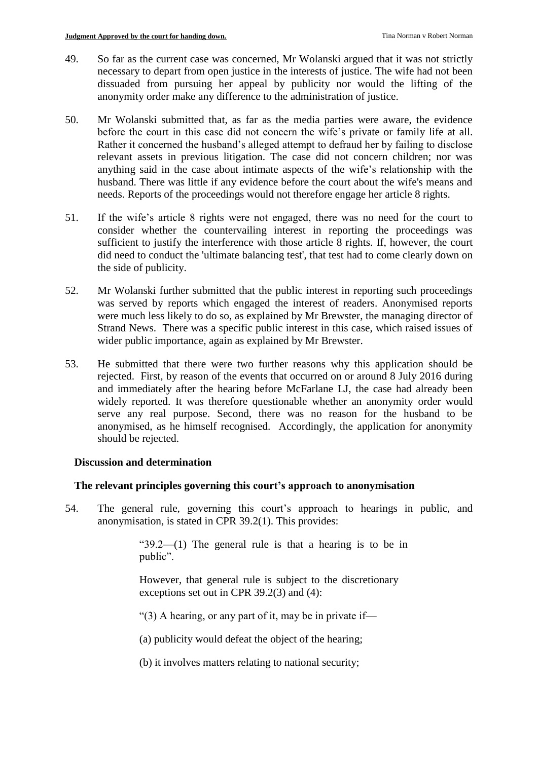49. So far as the current case was concerned, Mr Wolanski argued that it was not strictly necessary to depart from open justice in the interests of justice. The wife had not been dissuaded from pursuing her appeal by publicity nor would the lifting of the anonymity order make any difference to the administration of justice.

50. Mr Wolanski submitted that, as far as the media parties were aware, the evidence before the court in this case did not concern the wife's private or family life at all. Rather it concerned the husband's alleged attempt to defraud her by failing to disclose relevant assets in previous litigation. The case did not concern children; nor was anything said in the case about intimate aspects of the wife's relationship with the husband. There was little if any evidence before the court about the wife's means and needs. Reports of the proceedings would not therefore engage her article 8 rights.

51. If the wife's article 8 rights were not engaged, there was no need for the court to consider whether the countervailing interest in reporting the proceedings was sufficient to justify the interference with those article 8 rights. If, however, the court did need to conduct the 'ultimate balancing test', that test had to come clearly down on the side of publicity.

52. Mr Wolanski further submitted that the public interest in reporting such proceedings was served by reports which engaged the interest of readers. Anonymised reports were much less likely to do so, as explained by Mr Brewster, the managing director of Strand News. There was a specific public interest in this case, which raised issues of wider public importance, again as explained by Mr Brewster.

53. He submitted that there were two further reasons why this application should be rejected. First, by reason of the events that occurred on or around 8 July 2016 during and immediately after the hearing before McFarlane LJ, the case had already been widely reported. It was therefore questionable whether an anonymity order would serve any real purpose. Second, there was no reason for the husband to be anonymised, as he himself recognised. Accordingly, the application for anonymity should be rejected.

## Discussion and determination

### The relevant principles governing this court's approach to anonymisation

54. The general rule, governing this court's approach to hearings in public, and anonymisation, is stated in CPR 39.2(1). This provides:

> "39.2—(1) The general rule is that a hearing is to be in public".
>
> However, that general rule is subject to the discretionary exceptions set out in CPR 39.2(3) and (4):
>
> "(3) A hearing, or any part of it, may be in private if—
>
> (a) publicity would defeat the object of the hearing;
>
> (b) it involves matters relating to national security;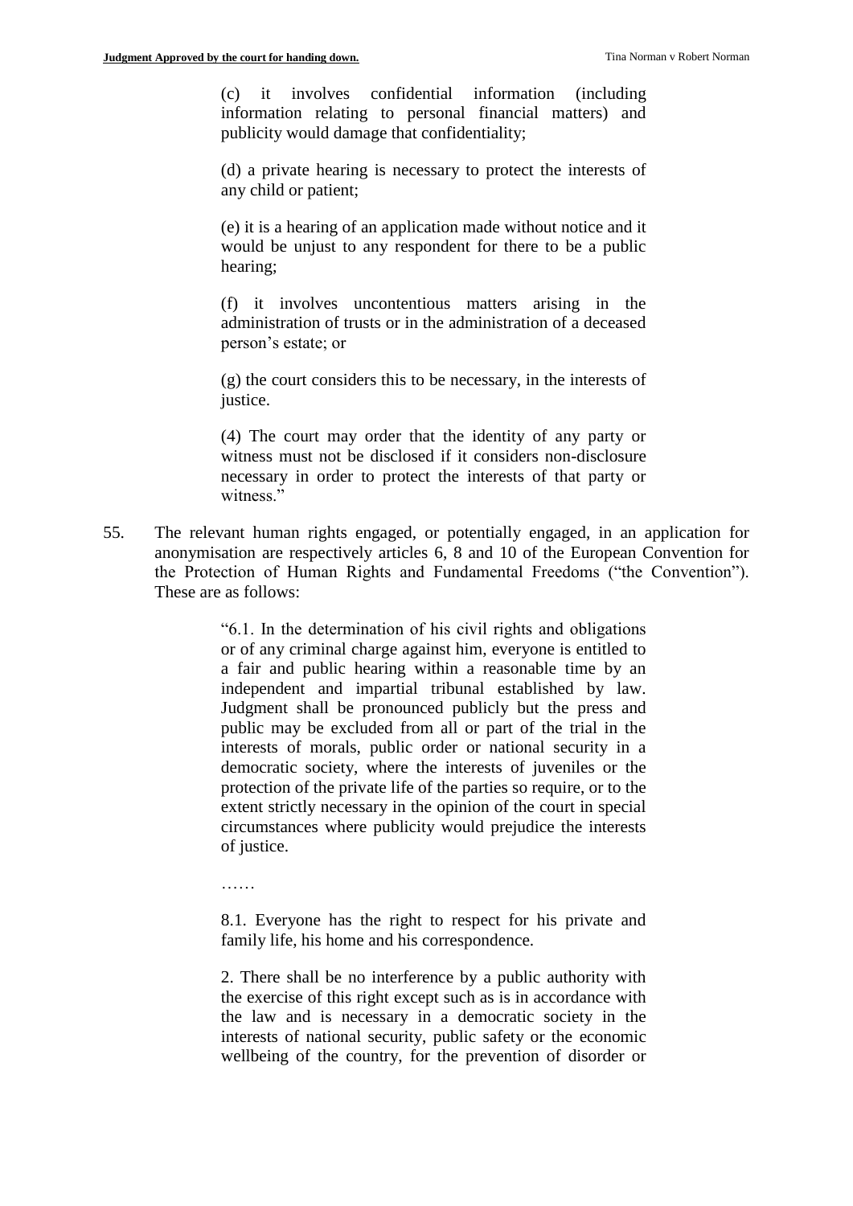> (c) it involves confidential information (including information relating to personal financial matters) and publicity would damage that confidentiality;
>
> (d) a private hearing is necessary to protect the interests of any child or patient;
>
> (e) it is a hearing of an application made without notice and it would be unjust to any respondent for there to be a public hearing;
>
> (f) it involves uncontentious matters arising in the administration of trusts or in the administration of a deceased person's estate; or
>
> (g) the court considers this to be necessary, in the interests of justice.
>
> (4) The court may order that the identity of any party or witness must not be disclosed if it considers non-disclosure necessary in order to protect the interests of that party or witness."

55. The relevant human rights engaged, or potentially engaged, in an application for anonymisation are respectively articles 6, 8 and 10 of the European Convention for the Protection of Human Rights and Fundamental Freedoms ("the Convention"). These are as follows:

> "6.1. In the determination of his civil rights and obligations or of any criminal charge against him, everyone is entitled to a fair and public hearing within a reasonable time by an independent and impartial tribunal established by law. Judgment shall be pronounced publicly but the press and public may be excluded from all or part of the trial in the interests of morals, public order or national security in a democratic society, where the interests of juveniles or the protection of the private life of the parties so require, or to the extent strictly necessary in the opinion of the court in special circumstances where publicity would prejudice the interests of justice.
>
> ……
>
> 8.1. Everyone has the right to respect for his private and family life, his home and his correspondence.
>
> 2. There shall be no interference by a public authority with the exercise of this right except such as is in accordance with the law and is necessary in a democratic society in the interests of national security, public safety or the economic wellbeing of the country, for the prevention of disorder or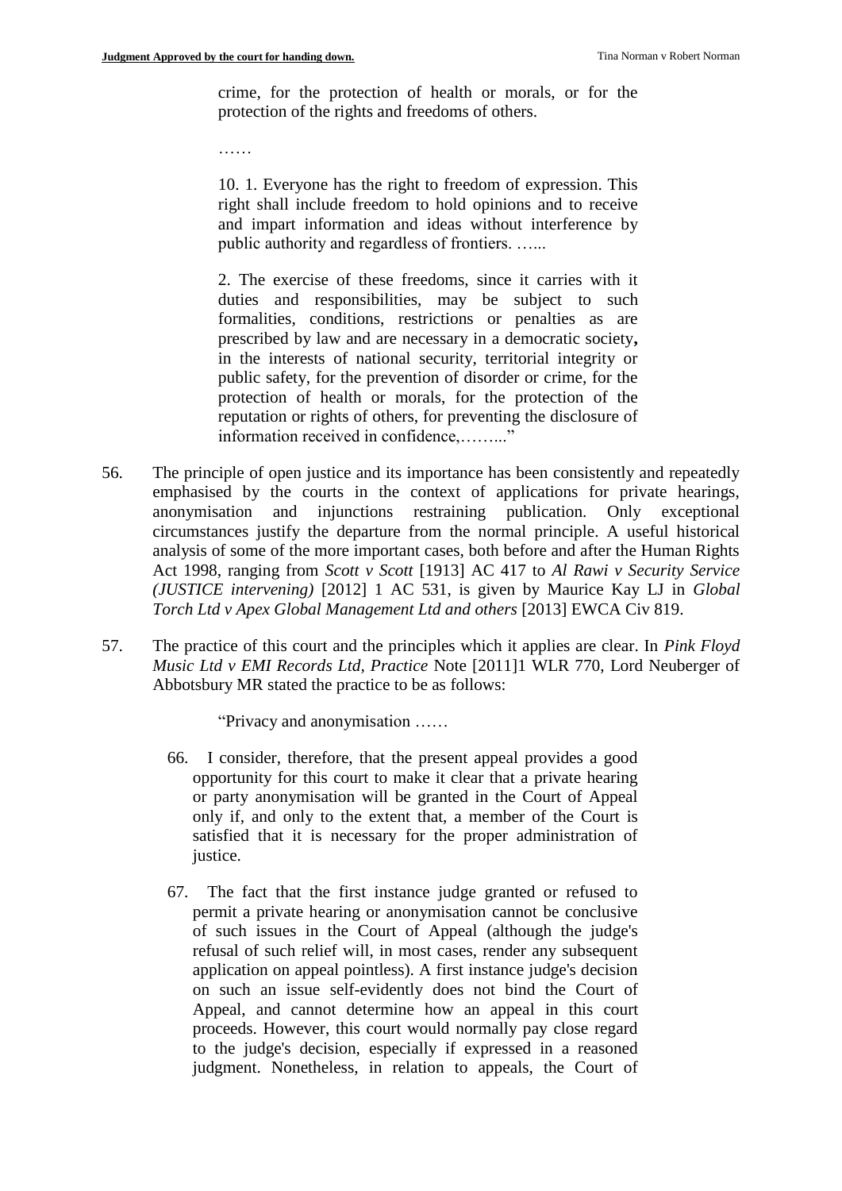> crime, for the protection of health or morals, or for the protection of the rights and freedoms of others.
>
> ……
>
> 10. 1. Everyone has the right to freedom of expression. This right shall include freedom to hold opinions and to receive and impart information and ideas without interference by public authority and regardless of frontiers. …...
>
> 2. The exercise of these freedoms, since it carries with it duties and responsibilities, may be subject to such formalities, conditions, restrictions or penalties as are prescribed by law and are necessary in a democratic society**,** in the interests of national security, territorial integrity or public safety, for the prevention of disorder or crime, for the protection of health or morals, for the protection of the reputation or rights of others, for preventing the disclosure of information received in confidence,……..."

56. The principle of open justice and its importance has been consistently and repeatedly emphasised by the courts in the context of applications for private hearings, anonymisation and injunctions restraining publication. Only exceptional circumstances justify the departure from the normal principle. A useful historical analysis of some of the more important cases, both before and after the Human Rights Act 1998, ranging from *Scott v Scott* [1913] AC 417 to *Al Rawi v Security Service (JUSTICE intervening)* [2012] 1 AC 531, is given by Maurice Kay LJ in *Global Torch Ltd v Apex Global Management Ltd and others* [2013] EWCA Civ 819.

57. The practice of this court and the principles which it applies are clear. In *Pink Floyd Music Ltd v EMI Records Ltd, Practice* Note [2011]1 WLR 770, Lord Neuberger of Abbotsbury MR stated the practice to be as follows:

> "Privacy and anonymisation ……
>
> 66. I consider, therefore, that the present appeal provides a good opportunity for this court to make it clear that a private hearing or party anonymisation will be granted in the Court of Appeal only if, and only to the extent that, a member of the Court is satisfied that it is necessary for the proper administration of justice.
>
> 67. The fact that the first instance judge granted or refused to permit a private hearing or anonymisation cannot be conclusive of such issues in the Court of Appeal (although the judge's refusal of such relief will, in most cases, render any subsequent application on appeal pointless). A first instance judge's decision on such an issue self-evidently does not bind the Court of Appeal, and cannot determine how an appeal in this court proceeds. However, this court would normally pay close regard to the judge's decision, especially if expressed in a reasoned judgment. Nonetheless, in relation to appeals, the Court of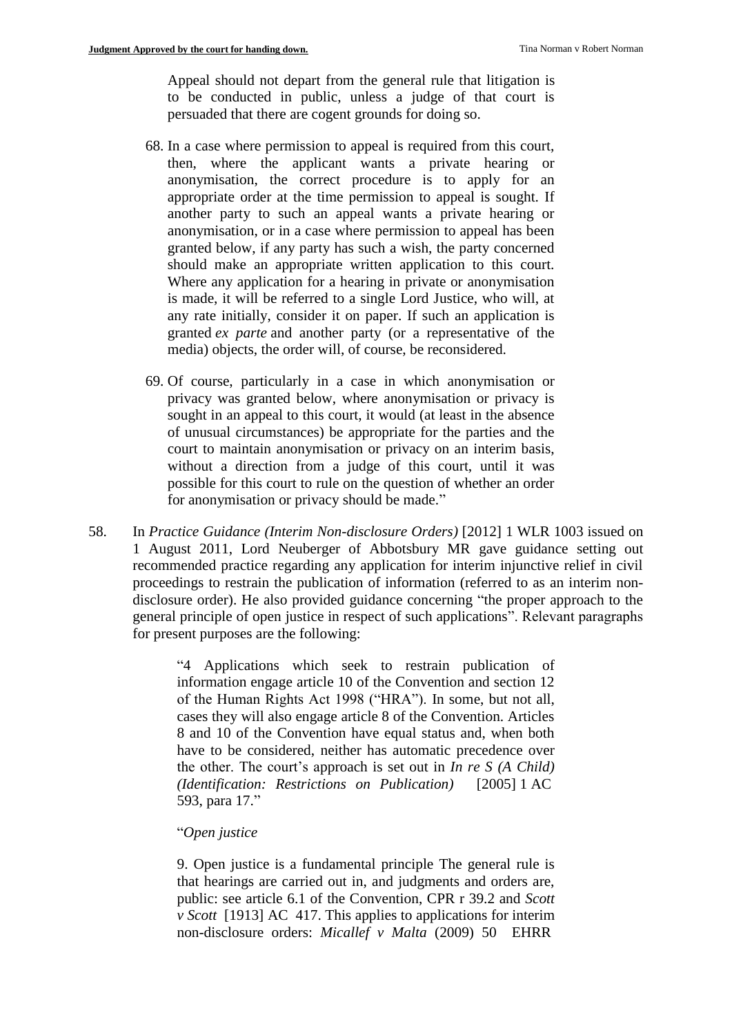Appeal should not depart from the general rule that litigation is to be conducted in public, unless a judge of that court is persuaded that there are cogent grounds for doing so.

68. In a case where permission to appeal is required from this court, then, where the applicant wants a private hearing or anonymisation, the correct procedure is to apply for an appropriate order at the time permission to appeal is sought. If another party to such an appeal wants a private hearing or anonymisation, or in a case where permission to appeal has been granted below, if any party has such a wish, the party concerned should make an appropriate written application to this court. Where any application for a hearing in private or anonymisation is made, it will be referred to a single Lord Justice, who will, at any rate initially, consider it on paper. If such an application is granted *ex parte* and another party (or a representative of the media) objects, the order will, of course, be reconsidered.

69. Of course, particularly in a case in which anonymisation or privacy was granted below, where anonymisation or privacy is sought in an appeal to this court, it would (at least in the absence of unusual circumstances) be appropriate for the parties and the court to maintain anonymisation or privacy on an interim basis, without a direction from a judge of this court, until it was possible for this court to rule on the question of whether an order for anonymisation or privacy should be made."

58. In *Practice Guidance (Interim Non-disclosure Orders)* [2012] 1 WLR 1003 issued on 1 August 2011, Lord Neuberger of Abbotsbury MR gave guidance setting out recommended practice regarding any application for interim injunctive relief in civil proceedings to restrain the publication of information (referred to as an interim non-disclosure order). He also provided guidance concerning "the proper approach to the general principle of open justice in respect of such applications". Relevant paragraphs for present purposes are the following:

> "4 Applications which seek to restrain publication of information engage article 10 of the Convention and section 12 of the Human Rights Act 1998 ("HRA"). In some, but not all, cases they will also engage article 8 of the Convention. Articles 8 and 10 of the Convention have equal status and, when both have to be considered, neither has automatic precedence over the other. The court's approach is set out in *In re S (A Child) (Identification: Restrictions on Publication)* [2005] 1 AC 593, para 17."
>
> "*Open justice*
>
> 9. Open justice is a fundamental principle The general rule is that hearings are carried out in, and judgments and orders are, public: see article 6.1 of the Convention, CPR r 39.2 and *Scott v Scott* [1913] AC 417. This applies to applications for interim non-disclosure orders: *Micallef v Malta* (2009) 50 EHRR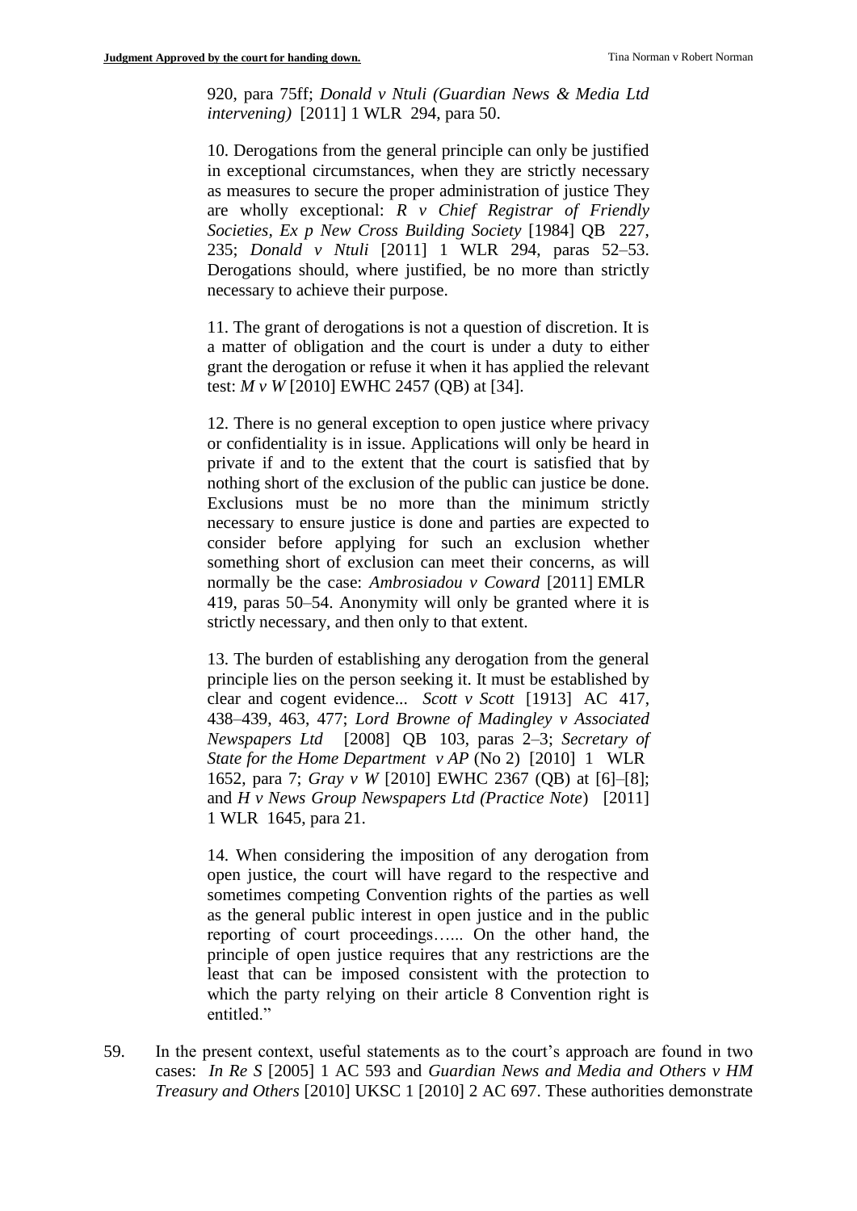920, para 75ff; *Donald v Ntuli (Guardian News & Media Ltd intervening)* [2011] 1 WLR 294, para 50.

10. Derogations from the general principle can only be justified in exceptional circumstances, when they are strictly necessary as measures to secure the proper administration of justice They are wholly exceptional: *R v Chief Registrar of Friendly Societies, Ex p New Cross Building Society* [1984] QB 227, 235; *Donald v Ntuli* [2011] 1 WLR 294, paras 52–53. Derogations should, where justified, be no more than strictly necessary to achieve their purpose.

11. The grant of derogations is not a question of discretion. It is a matter of obligation and the court is under a duty to either grant the derogation or refuse it when it has applied the relevant test: *M v W* [2010] EWHC 2457 (QB) at [34].

12. There is no general exception to open justice where privacy or confidentiality is in issue. Applications will only be heard in private if and to the extent that the court is satisfied that by nothing short of the exclusion of the public can justice be done. Exclusions must be no more than the minimum strictly necessary to ensure justice is done and parties are expected to consider before applying for such an exclusion whether something short of exclusion can meet their concerns, as will normally be the case: *Ambrosiadou v Coward* [2011] EMLR 419, paras 50–54. Anonymity will only be granted where it is strictly necessary, and then only to that extent.

13. The burden of establishing any derogation from the general principle lies on the person seeking it. It must be established by clear and cogent evidence... *Scott v Scott* [1913] AC 417, 438–439, 463, 477; *Lord Browne of Madingley v Associated Newspapers Ltd* [2008] QB 103, paras 2–3; *Secretary of State for the Home Department v AP* (No 2) [2010] 1 WLR 1652, para 7; *Gray v W* [2010] EWHC 2367 (QB) at [6]–[8]; and *H v News Group Newspapers Ltd (Practice Note*) [2011] 1 WLR 1645, para 21.

14. When considering the imposition of any derogation from open justice, the court will have regard to the respective and sometimes competing Convention rights of the parties as well as the general public interest in open justice and in the public reporting of court proceedings…... On the other hand, the principle of open justice requires that any restrictions are the least that can be imposed consistent with the protection to which the party relying on their article 8 Convention right is entitled."

59. In the present context, useful statements as to the court's approach are found in two cases: *In Re S* [2005] 1 AC 593 and *Guardian News and Media and Others v HM Treasury and Others* [2010] UKSC 1 [2010] 2 AC 697. These authorities demonstrate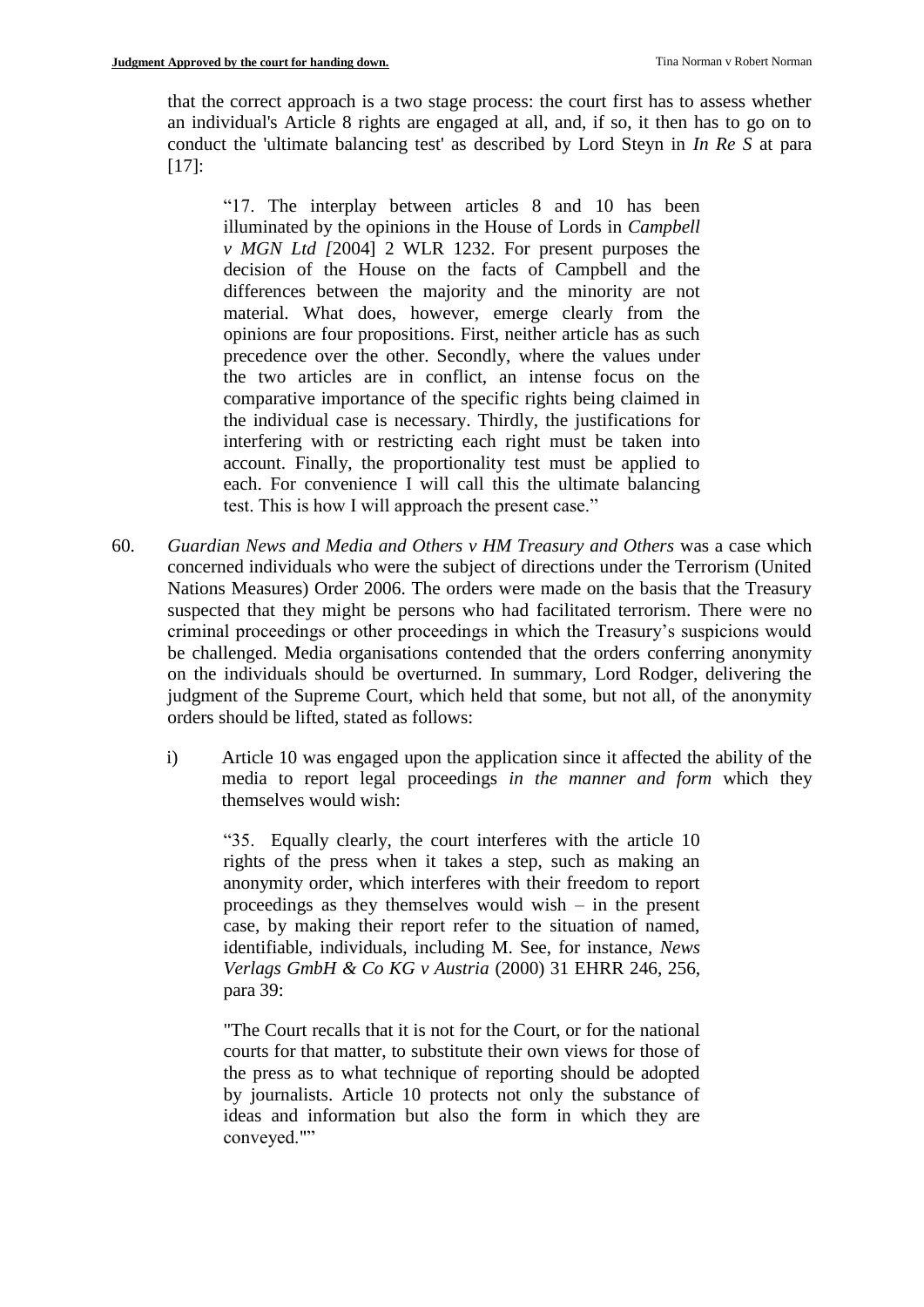that the correct approach is a two stage process: the court first has to assess whether an individual's Article 8 rights are engaged at all, and, if so, it then has to go on to conduct the 'ultimate balancing test' as described by Lord Steyn in *In Re S* at para [17]:

> "17. The interplay between articles 8 and 10 has been illuminated by the opinions in the House of Lords in *Campbell v MGN Ltd [*2004] 2 WLR 1232. For present purposes the decision of the House on the facts of Campbell and the differences between the majority and the minority are not material. What does, however, emerge clearly from the opinions are four propositions. First, neither article has as such precedence over the other. Secondly, where the values under the two articles are in conflict, an intense focus on the comparative importance of the specific rights being claimed in the individual case is necessary. Thirdly, the justifications for interfering with or restricting each right must be taken into account. Finally, the proportionality test must be applied to each. For convenience I will call this the ultimate balancing test. This is how I will approach the present case."

60. *Guardian News and Media and Others v HM Treasury and Others* was a case which concerned individuals who were the subject of directions under the Terrorism (United Nations Measures) Order 2006. The orders were made on the basis that the Treasury suspected that they might be persons who had facilitated terrorism. There were no criminal proceedings or other proceedings in which the Treasury's suspicions would be challenged. Media organisations contended that the orders conferring anonymity on the individuals should be overturned. In summary, Lord Rodger, delivering the judgment of the Supreme Court, which held that some, but not all, of the anonymity orders should be lifted, stated as follows:

    i) Article 10 was engaged upon the application since it affected the ability of the media to report legal proceedings *in the manner and form* which they themselves would wish:

    > "35. Equally clearly, the court interferes with the article 10 rights of the press when it takes a step, such as making an anonymity order, which interferes with their freedom to report proceedings as they themselves would wish – in the present case, by making their report refer to the situation of named, identifiable, individuals, including M. See, for instance, *News Verlags GmbH & Co KG v Austria* (2000) 31 EHRR 246, 256, para 39:
    >
    > "The Court recalls that it is not for the Court, or for the national courts for that matter, to substitute their own views for those of the press as to what technique of reporting should be adopted by journalists. Article 10 protects not only the substance of ideas and information but also the form in which they are conveyed.""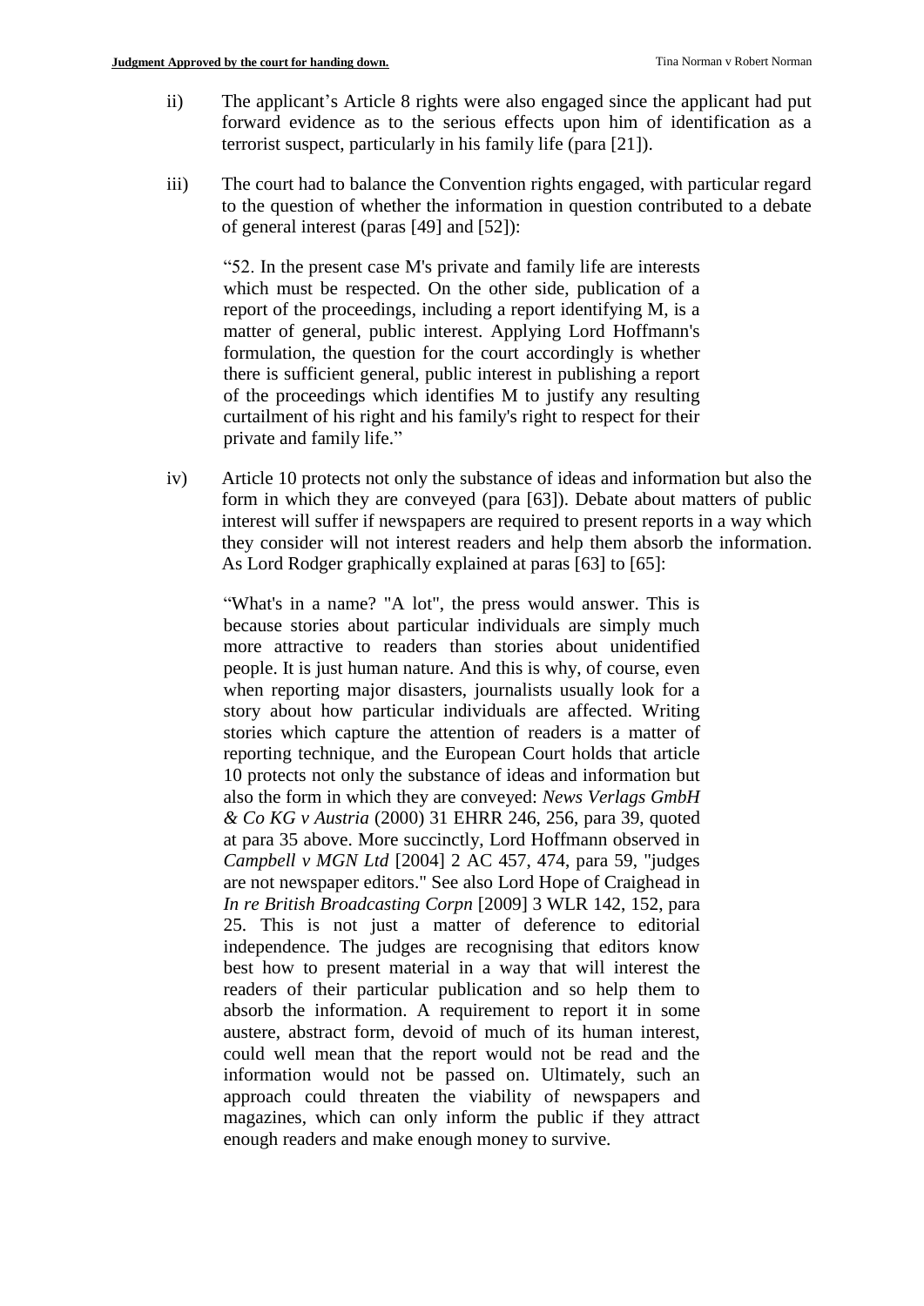ii) The applicant's Article 8 rights were also engaged since the applicant had put forward evidence as to the serious effects upon him of identification as a terrorist suspect, particularly in his family life (para [21]).

iii) The court had to balance the Convention rights engaged, with particular regard to the question of whether the information in question contributed to a debate of general interest (paras [49] and [52]):

> "52. In the present case M's private and family life are interests which must be respected. On the other side, publication of a report of the proceedings, including a report identifying M, is a matter of general, public interest. Applying Lord Hoffmann's formulation, the question for the court accordingly is whether there is sufficient general, public interest in publishing a report of the proceedings which identifies M to justify any resulting curtailment of his right and his family's right to respect for their private and family life."

iv) Article 10 protects not only the substance of ideas and information but also the form in which they are conveyed (para [63]). Debate about matters of public interest will suffer if newspapers are required to present reports in a way which they consider will not interest readers and help them absorb the information. As Lord Rodger graphically explained at paras [63] to [65]:

> "What's in a name? "A lot", the press would answer. This is because stories about particular individuals are simply much more attractive to readers than stories about unidentified people. It is just human nature. And this is why, of course, even when reporting major disasters, journalists usually look for a story about how particular individuals are affected. Writing stories which capture the attention of readers is a matter of reporting technique, and the European Court holds that article 10 protects not only the substance of ideas and information but also the form in which they are conveyed: *News Verlags GmbH & Co KG v Austria* (2000) 31 EHRR 246, 256, para 39, quoted at para 35 above. More succinctly, Lord Hoffmann observed in *Campbell v MGN Ltd* [2004] 2 AC 457, 474, para 59, "judges are not newspaper editors." See also Lord Hope of Craighead in *In re British Broadcasting Corpn* [2009] 3 WLR 142, 152, para 25. This is not just a matter of deference to editorial independence. The judges are recognising that editors know best how to present material in a way that will interest the readers of their particular publication and so help them to absorb the information. A requirement to report it in some austere, abstract form, devoid of much of its human interest, could well mean that the report would not be read and the information would not be passed on. Ultimately, such an approach could threaten the viability of newspapers and magazines, which can only inform the public if they attract enough readers and make enough money to survive.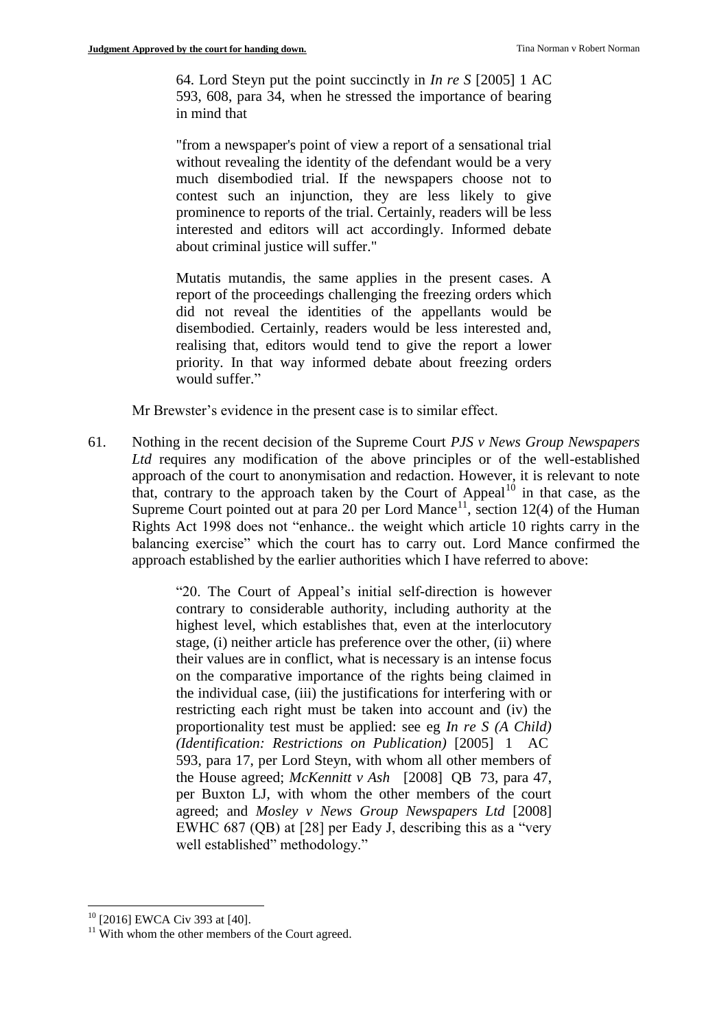> 64. Lord Steyn put the point succinctly in *In re S* [2005] 1 AC 593, 608, para 34, when he stressed the importance of bearing in mind that
>
> "from a newspaper's point of view a report of a sensational trial without revealing the identity of the defendant would be a very much disembodied trial. If the newspapers choose not to contest such an injunction, they are less likely to give prominence to reports of the trial. Certainly, readers will be less interested and editors will act accordingly. Informed debate about criminal justice will suffer."
>
> Mutatis mutandis, the same applies in the present cases. A report of the proceedings challenging the freezing orders which did not reveal the identities of the appellants would be disembodied. Certainly, readers would be less interested and, realising that, editors would tend to give the report a lower priority. In that way informed debate about freezing orders would suffer."

Mr Brewster's evidence in the present case is to similar effect.

61. Nothing in the recent decision of the Supreme Court *PJS v News Group Newspapers Ltd* requires any modification of the above principles or of the well-established approach of the court to anonymisation and redaction. However, it is relevant to note that, contrary to the approach taken by the Court of Appeal[10] in that case, as the Supreme Court pointed out at para 20 per Lord Mance[11], section 12(4) of the Human Rights Act 1998 does not "enhance.. the weight which article 10 rights carry in the balancing exercise" which the court has to carry out. Lord Mance confirmed the approach established by the earlier authorities which I have referred to above:

> "20. The Court of Appeal's initial self-direction is however contrary to considerable authority, including authority at the highest level, which establishes that, even at the interlocutory stage, (i) neither article has preference over the other, (ii) where their values are in conflict, what is necessary is an intense focus on the comparative importance of the rights being claimed in the individual case, (iii) the justifications for interfering with or restricting each right must be taken into account and (iv) the proportionality test must be applied: see eg *In re S (A Child) (Identification: Restrictions on Publication)* [2005] 1 AC 593, para 17, per Lord Steyn, with whom all other members of the House agreed; *McKennitt v Ash* [2008] QB 73, para 47, per Buxton LJ, with whom the other members of the court agreed; and *Mosley v News Group Newspapers Ltd* [2008] EWHC 687 (QB) at [28] per Eady J, describing this as a "very well established" methodology."

---

[10] [2016] EWCA Civ 393 at [40].

[11] With whom the other members of the Court agreed.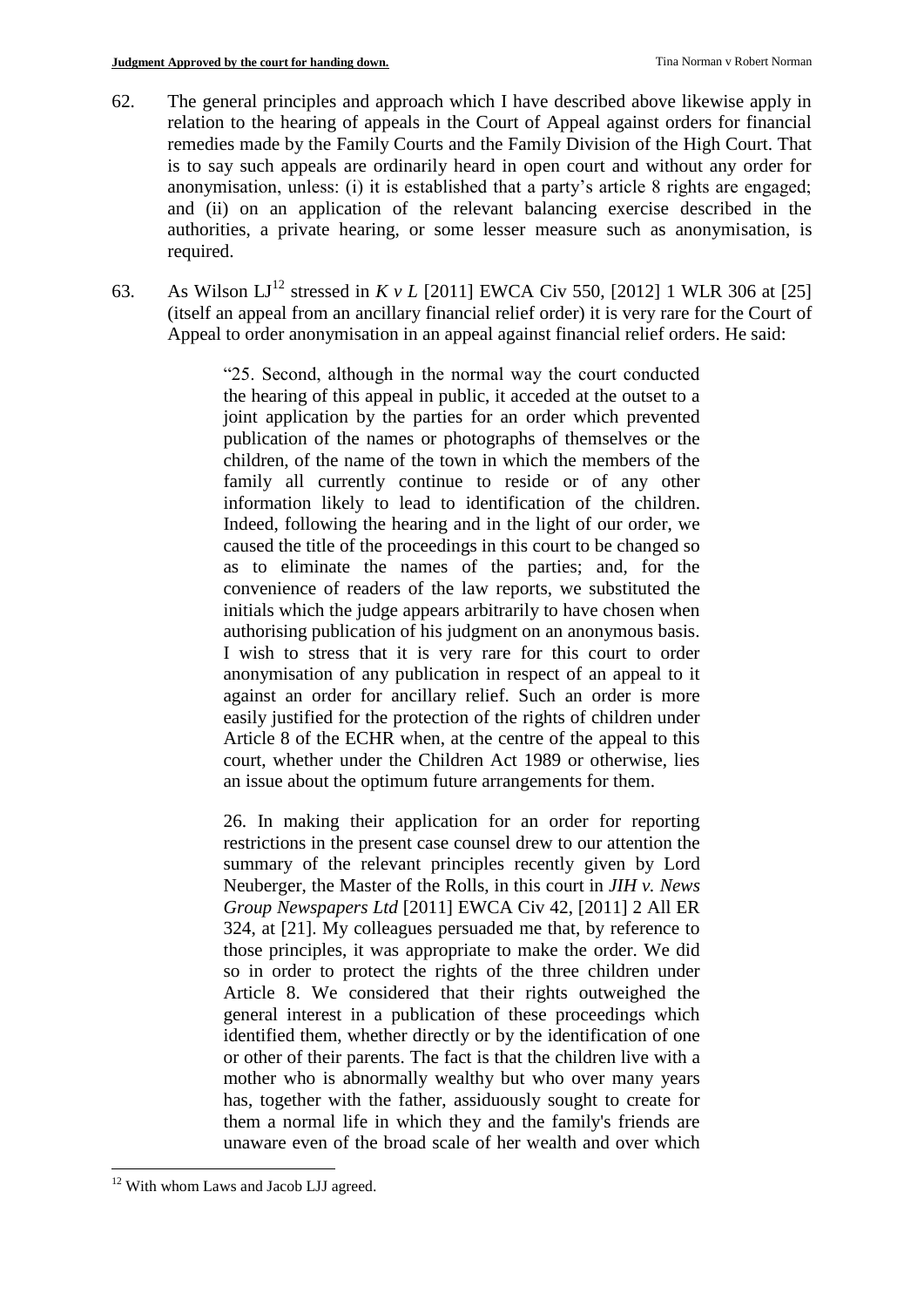62. The general principles and approach which I have described above likewise apply in relation to the hearing of appeals in the Court of Appeal against orders for financial remedies made by the Family Courts and the Family Division of the High Court. That is to say such appeals are ordinarily heard in open court and without any order for anonymisation, unless: (i) it is established that a party's article 8 rights are engaged; and (ii) on an application of the relevant balancing exercise described in the authorities, a private hearing, or some lesser measure such as anonymisation, is required.

63. As Wilson LJ[12] stressed in *K v L* [2011] EWCA Civ 550, [2012] 1 WLR 306 at [25] (itself an appeal from an ancillary financial relief order) it is very rare for the Court of Appeal to order anonymisation in an appeal against financial relief orders. He said:

> "25. Second, although in the normal way the court conducted the hearing of this appeal in public, it acceded at the outset to a joint application by the parties for an order which prevented publication of the names or photographs of themselves or the children, of the name of the town in which the members of the family all currently continue to reside or of any other information likely to lead to identification of the children. Indeed, following the hearing and in the light of our order, we caused the title of the proceedings in this court to be changed so as to eliminate the names of the parties; and, for the convenience of readers of the law reports, we substituted the initials which the judge appears arbitrarily to have chosen when authorising publication of his judgment on an anonymous basis. I wish to stress that it is very rare for this court to order anonymisation of any publication in respect of an appeal to it against an order for ancillary relief. Such an order is more easily justified for the protection of the rights of children under Article 8 of the ECHR when, at the centre of the appeal to this court, whether under the Children Act 1989 or otherwise, lies an issue about the optimum future arrangements for them.
>
> 26. In making their application for an order for reporting restrictions in the present case counsel drew to our attention the summary of the relevant principles recently given by Lord Neuberger, the Master of the Rolls, in this court in *JIH v. News Group Newspapers Ltd* [2011] EWCA Civ 42, [2011] 2 All ER 324, at [21]. My colleagues persuaded me that, by reference to those principles, it was appropriate to make the order. We did so in order to protect the rights of the three children under Article 8. We considered that their rights outweighed the general interest in a publication of these proceedings which identified them, whether directly or by the identification of one or other of their parents. The fact is that the children live with a mother who is abnormally wealthy but who over many years has, together with the father, assiduously sought to create for them a normal life in which they and the family's friends are unaware even of the broad scale of her wealth and over which

[12] With whom Laws and Jacob LJJ agreed.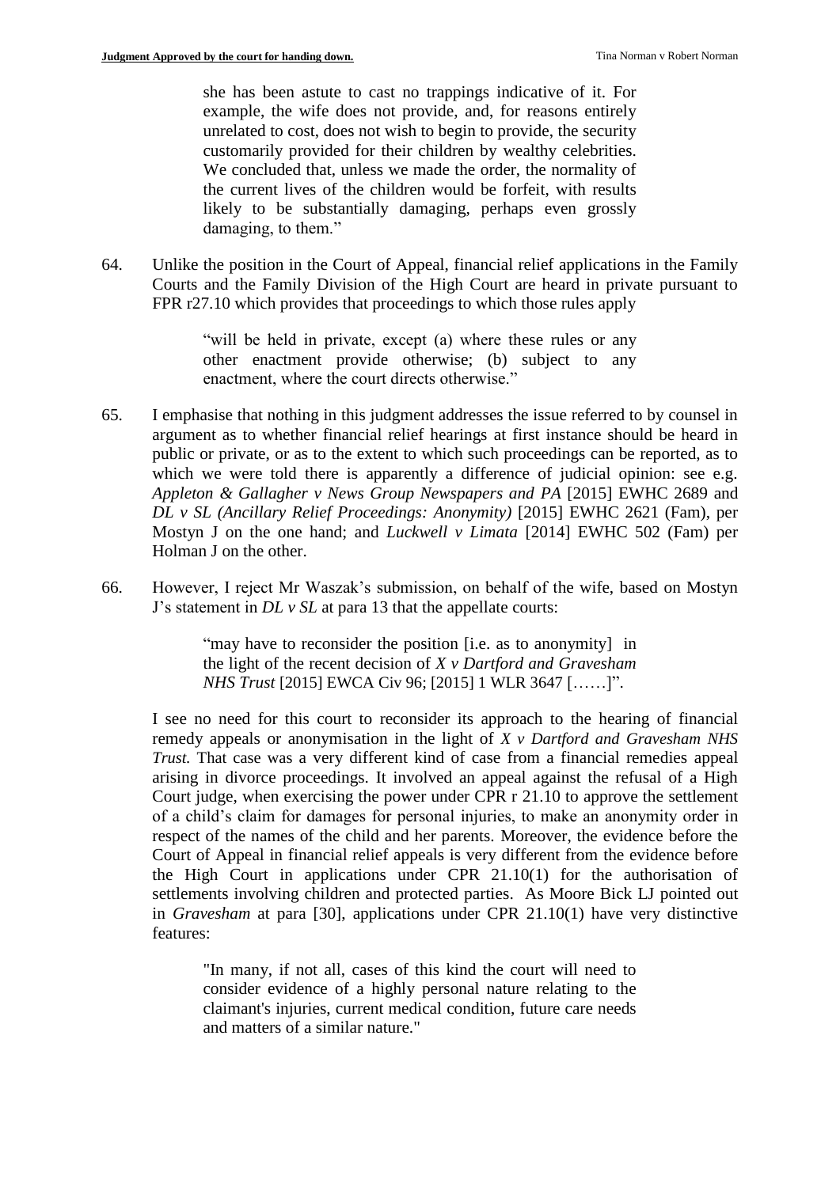> she has been astute to cast no trappings indicative of it. For example, the wife does not provide, and, for reasons entirely unrelated to cost, does not wish to begin to provide, the security customarily provided for their children by wealthy celebrities. We concluded that, unless we made the order, the normality of the current lives of the children would be forfeit, with results likely to be substantially damaging, perhaps even grossly damaging, to them."

64. Unlike the position in the Court of Appeal, financial relief applications in the Family Courts and the Family Division of the High Court are heard in private pursuant to FPR r27.10 which provides that proceedings to which those rules apply

> "will be held in private, except (a) where these rules or any other enactment provide otherwise; (b) subject to any enactment, where the court directs otherwise."

65. I emphasise that nothing in this judgment addresses the issue referred to by counsel in argument as to whether financial relief hearings at first instance should be heard in public or private, or as to the extent to which such proceedings can be reported, as to which we were told there is apparently a difference of judicial opinion: see e.g. *Appleton & Gallagher v News Group Newspapers and PA* [2015] EWHC 2689 and *DL v SL (Ancillary Relief Proceedings: Anonymity)* [2015] EWHC 2621 (Fam), per Mostyn J on the one hand; and *Luckwell v Limata* [2014] EWHC 502 (Fam) per Holman J on the other.

66. However, I reject Mr Waszak's submission, on behalf of the wife, based on Mostyn J's statement in *DL v SL* at para 13 that the appellate courts:

> "may have to reconsider the position [i.e. as to anonymity] in the light of the recent decision of *X v Dartford and Gravesham NHS Trust* [2015] EWCA Civ 96; [2015] 1 WLR 3647 [……]".

I see no need for this court to reconsider its approach to the hearing of financial remedy appeals or anonymisation in the light of *X v Dartford and Gravesham NHS Trust.* That case was a very different kind of case from a financial remedies appeal arising in divorce proceedings. It involved an appeal against the refusal of a High Court judge, when exercising the power under CPR r 21.10 to approve the settlement of a child's claim for damages for personal injuries, to make an anonymity order in respect of the names of the child and her parents. Moreover, the evidence before the Court of Appeal in financial relief appeals is very different from the evidence before the High Court in applications under CPR 21.10(1) for the authorisation of settlements involving children and protected parties. As Moore Bick LJ pointed out in *Gravesham* at para [30], applications under CPR 21.10(1) have very distinctive features:

> "In many, if not all, cases of this kind the court will need to consider evidence of a highly personal nature relating to the claimant's injuries, current medical condition, future care needs and matters of a similar nature."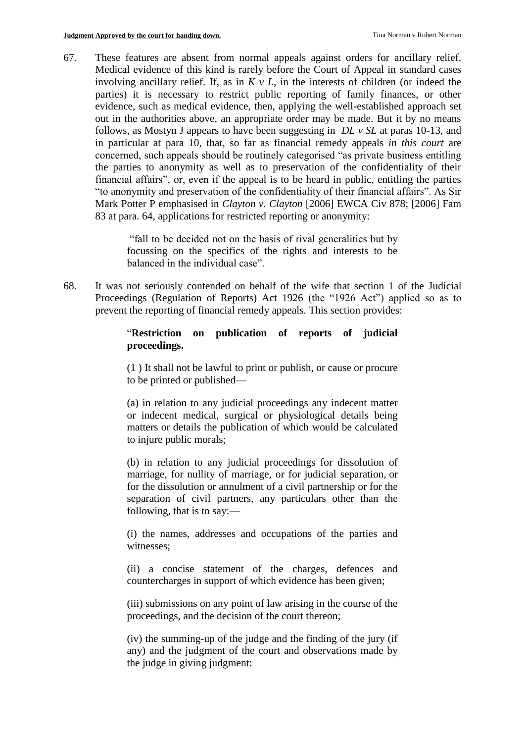67. These features are absent from normal appeals against orders for ancillary relief. Medical evidence of this kind is rarely before the Court of Appeal in standard cases involving ancillary relief. If, as in *K v L,* in the interests of children (or indeed the parties) it is necessary to restrict public reporting of family finances, or other evidence, such as medical evidence, then, applying the well-established approach set out in the authorities above, an appropriate order may be made. But it by no means follows, as Mostyn J appears to have been suggesting in *DL v SL* at paras 10-13, and in particular at para 10, that, so far as financial remedy appeals *in this court* are concerned, such appeals should be routinely categorised "as private business entitling the parties to anonymity as well as to preservation of the confidentiality of their financial affairs", or, even if the appeal is to be heard in public, entitling the parties "to anonymity and preservation of the confidentiality of their financial affairs". As Sir Mark Potter P emphasised in *Clayton v. Clayton* [2006] EWCA Civ 878; [2006] Fam 83 at para. 64, applications for restricted reporting or anonymity:

> "fall to be decided not on the basis of rival generalities but by focussing on the specifics of the rights and interests to be balanced in the individual case".

68. It was not seriously contended on behalf of the wife that section 1 of the Judicial Proceedings (Regulation of Reports) Act 1926 (the "1926 Act") applied so as to prevent the reporting of financial remedy appeals. This section provides:

> "**Restriction on publication of reports of judicial proceedings.**
>
> (1 ) It shall not be lawful to print or publish, or cause or procure to be printed or published—
>
> (a) in relation to any judicial proceedings any indecent matter or indecent medical, surgical or physiological details being matters or details the publication of which would be calculated to injure public morals;
>
> (b) in relation to any judicial proceedings for dissolution of marriage, for nullity of marriage, or for judicial separation, or for the dissolution or annulment of a civil partnership or for the separation of civil partners, any particulars other than the following, that is to say:—
>
> (i) the names, addresses and occupations of the parties and witnesses;
>
> (ii) a concise statement of the charges, defences and countercharges in support of which evidence has been given;
>
> (iii) submissions on any point of law arising in the course of the proceedings, and the decision of the court thereon;
>
> (iv) the summing-up of the judge and the finding of the jury (if any) and the judgment of the court and observations made by the judge in giving judgment: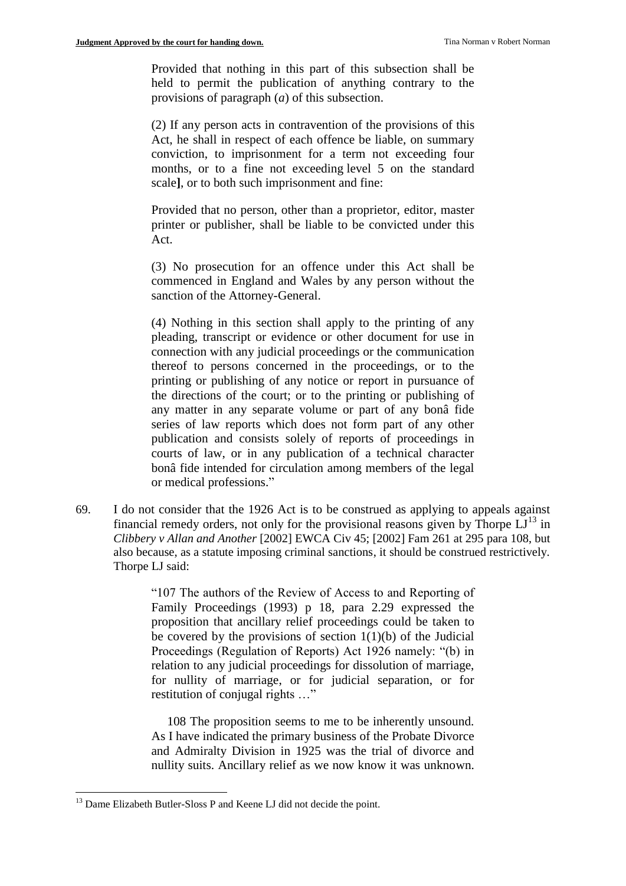> Provided that nothing in this part of this subsection shall be held to permit the publication of anything contrary to the provisions of paragraph (*a*) of this subsection.
>
> (2) If any person acts in contravention of the provisions of this Act, he shall in respect of each offence be liable, on summary conviction, to imprisonment for a term not exceeding four months, or to a fine not exceeding level 5 on the standard scale**]**, or to both such imprisonment and fine:
>
> Provided that no person, other than a proprietor, editor, master printer or publisher, shall be liable to be convicted under this Act.
>
> (3) No prosecution for an offence under this Act shall be commenced in England and Wales by any person without the sanction of the Attorney-General.
>
> (4) Nothing in this section shall apply to the printing of any pleading, transcript or evidence or other document for use in connection with any judicial proceedings or the communication thereof to persons concerned in the proceedings, or to the printing or publishing of any notice or report in pursuance of the directions of the court; or to the printing or publishing of any matter in any separate volume or part of any bonâ fide series of law reports which does not form part of any other publication and consists solely of reports of proceedings in courts of law, or in any publication of a technical character bonâ fide intended for circulation among members of the legal or medical professions."

69. I do not consider that the 1926 Act is to be construed as applying to appeals against financial remedy orders, not only for the provisional reasons given by Thorpe LJ[13] in *Clibbery v Allan and Another* [2002] EWCA Civ 45; [2002] Fam 261 at 295 para 108, but also because, as a statute imposing criminal sanctions, it should be construed restrictively. Thorpe LJ said:

> "107 The authors of the Review of Access to and Reporting of Family Proceedings (1993) p 18, para 2.29 expressed the proposition that ancillary relief proceedings could be taken to be covered by the provisions of section 1(1)(b) of the Judicial Proceedings (Regulation of Reports) Act 1926 namely: "(b) in relation to any judicial proceedings for dissolution of marriage, for nullity of marriage, or for judicial separation, or for restitution of conjugal rights …"
>
> 108 The proposition seems to me to be inherently unsound. As I have indicated the primary business of the Probate Divorce and Admiralty Division in 1925 was the trial of divorce and nullity suits. Ancillary relief as we now know it was unknown.

[13] Dame Elizabeth Butler-Sloss P and Keene LJ did not decide the point.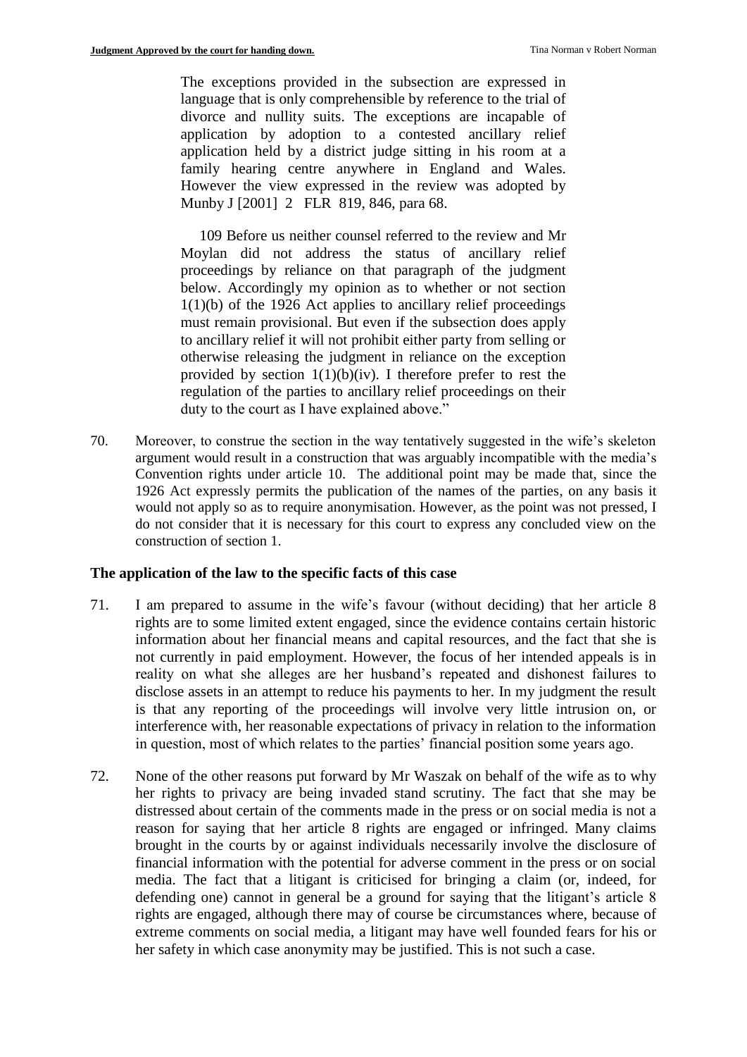> The exceptions provided in the subsection are expressed in language that is only comprehensible by reference to the trial of divorce and nullity suits. The exceptions are incapable of application by adoption to a contested ancillary relief application held by a district judge sitting in his room at a family hearing centre anywhere in England and Wales. However the view expressed in the review was adopted by Munby J [2001] 2 FLR 819, 846, para 68.
>
> 109 Before us neither counsel referred to the review and Mr Moylan did not address the status of ancillary relief proceedings by reliance on that paragraph of the judgment below. Accordingly my opinion as to whether or not section 1(1)(b) of the 1926 Act applies to ancillary relief proceedings must remain provisional. But even if the subsection does apply to ancillary relief it will not prohibit either party from selling or otherwise releasing the judgment in reliance on the exception provided by section 1(1)(b)(iv). I therefore prefer to rest the regulation of the parties to ancillary relief proceedings on their duty to the court as I have explained above."

70. Moreover, to construe the section in the way tentatively suggested in the wife's skeleton argument would result in a construction that was arguably incompatible with the media's Convention rights under article 10. The additional point may be made that, since the 1926 Act expressly permits the publication of the names of the parties, on any basis it would not apply so as to require anonymisation. However, as the point was not pressed, I do not consider that it is necessary for this court to express any concluded view on the construction of section 1.

**The application of the law to the specific facts of this case**

71. I am prepared to assume in the wife's favour (without deciding) that her article 8 rights are to some limited extent engaged, since the evidence contains certain historic information about her financial means and capital resources, and the fact that she is not currently in paid employment. However, the focus of her intended appeals is in reality on what she alleges are her husband's repeated and dishonest failures to disclose assets in an attempt to reduce his payments to her. In my judgment the result is that any reporting of the proceedings will involve very little intrusion on, or interference with, her reasonable expectations of privacy in relation to the information in question, most of which relates to the parties' financial position some years ago.

72. None of the other reasons put forward by Mr Waszak on behalf of the wife as to why her rights to privacy are being invaded stand scrutiny. The fact that she may be distressed about certain of the comments made in the press or on social media is not a reason for saying that her article 8 rights are engaged or infringed. Many claims brought in the courts by or against individuals necessarily involve the disclosure of financial information with the potential for adverse comment in the press or on social media. The fact that a litigant is criticised for bringing a claim (or, indeed, for defending one) cannot in general be a ground for saying that the litigant's article 8 rights are engaged, although there may of course be circumstances where, because of extreme comments on social media, a litigant may have well founded fears for his or her safety in which case anonymity may be justified. This is not such a case.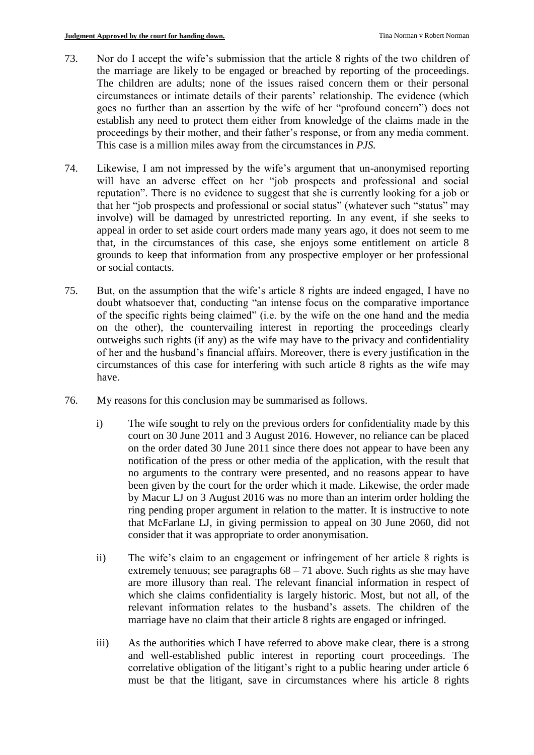73. Nor do I accept the wife's submission that the article 8 rights of the two children of the marriage are likely to be engaged or breached by reporting of the proceedings. The children are adults; none of the issues raised concern them or their personal circumstances or intimate details of their parents' relationship. The evidence (which goes no further than an assertion by the wife of her "profound concern") does not establish any need to protect them either from knowledge of the claims made in the proceedings by their mother, and their father's response, or from any media comment. This case is a million miles away from the circumstances in *PJS.*

74. Likewise, I am not impressed by the wife's argument that un-anonymised reporting will have an adverse effect on her "job prospects and professional and social reputation". There is no evidence to suggest that she is currently looking for a job or that her "job prospects and professional or social status" (whatever such "status" may involve) will be damaged by unrestricted reporting. In any event, if she seeks to appeal in order to set aside court orders made many years ago, it does not seem to me that, in the circumstances of this case, she enjoys some entitlement on article 8 grounds to keep that information from any prospective employer or her professional or social contacts.

75. But, on the assumption that the wife's article 8 rights are indeed engaged, I have no doubt whatsoever that, conducting "an intense focus on the comparative importance of the specific rights being claimed" (i.e. by the wife on the one hand and the media on the other), the countervailing interest in reporting the proceedings clearly outweighs such rights (if any) as the wife may have to the privacy and confidentiality of her and the husband's financial affairs. Moreover, there is every justification in the circumstances of this case for interfering with such article 8 rights as the wife may have.

76. My reasons for this conclusion may be summarised as follows.

    i) The wife sought to rely on the previous orders for confidentiality made by this court on 30 June 2011 and 3 August 2016. However, no reliance can be placed on the order dated 30 June 2011 since there does not appear to have been any notification of the press or other media of the application, with the result that no arguments to the contrary were presented, and no reasons appear to have been given by the court for the order which it made. Likewise, the order made by Macur LJ on 3 August 2016 was no more than an interim order holding the ring pending proper argument in relation to the matter. It is instructive to note that McFarlane LJ, in giving permission to appeal on 30 June 2060, did not consider that it was appropriate to order anonymisation.

    ii) The wife's claim to an engagement or infringement of her article 8 rights is extremely tenuous; see paragraphs 68 – 71 above. Such rights as she may have are more illusory than real. The relevant financial information in respect of which she claims confidentiality is largely historic. Most, but not all, of the relevant information relates to the husband's assets. The children of the marriage have no claim that their article 8 rights are engaged or infringed.

    iii) As the authorities which I have referred to above make clear, there is a strong and well-established public interest in reporting court proceedings. The correlative obligation of the litigant's right to a public hearing under article 6 must be that the litigant, save in circumstances where his article 8 rights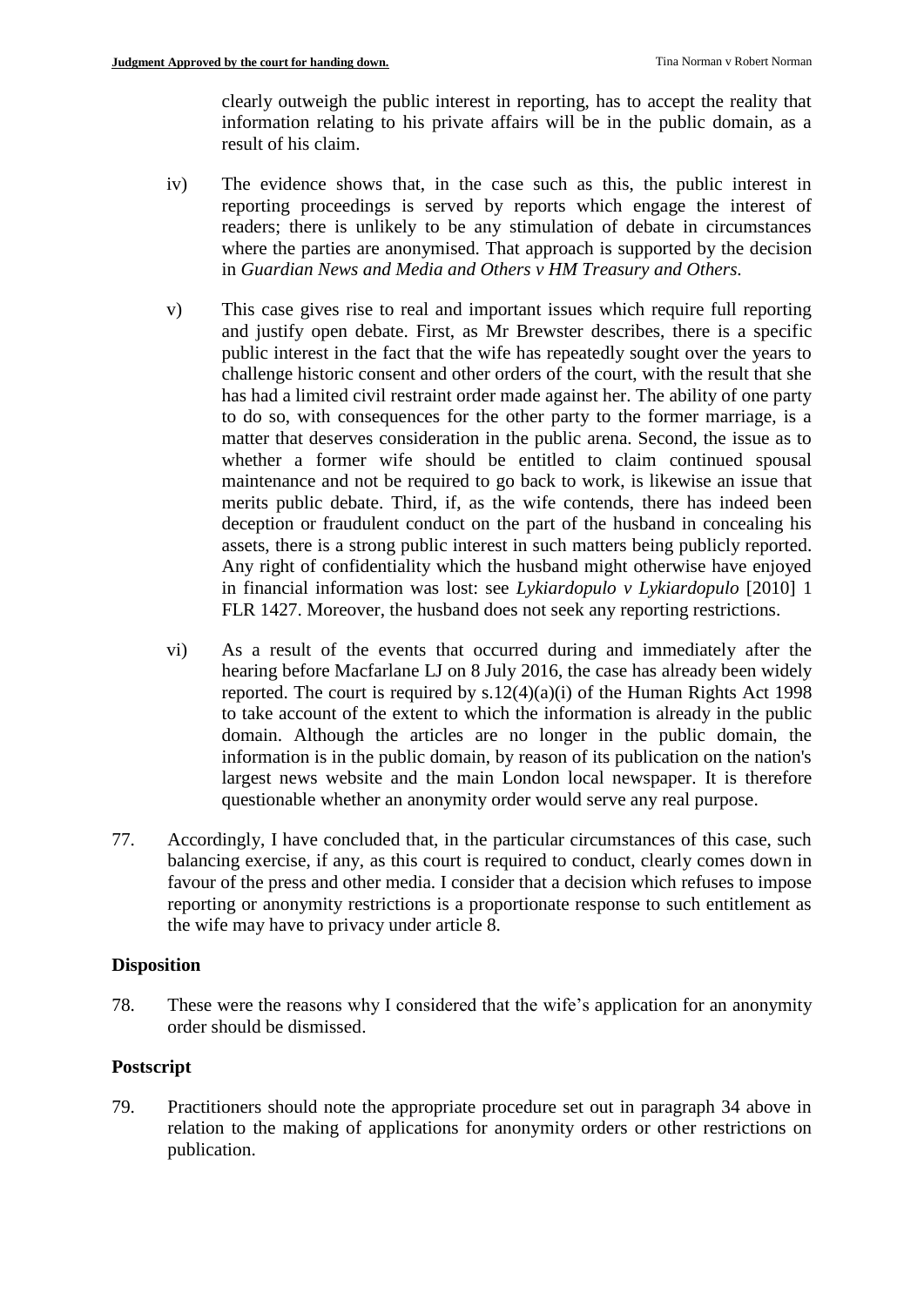clearly outweigh the public interest in reporting, has to accept the reality that information relating to his private affairs will be in the public domain, as a result of his claim.

iv) The evidence shows that, in the case such as this, the public interest in reporting proceedings is served by reports which engage the interest of readers; there is unlikely to be any stimulation of debate in circumstances where the parties are anonymised. That approach is supported by the decision in *Guardian News and Media and Others v HM Treasury and Others.*

v) This case gives rise to real and important issues which require full reporting and justify open debate. First, as Mr Brewster describes, there is a specific public interest in the fact that the wife has repeatedly sought over the years to challenge historic consent and other orders of the court, with the result that she has had a limited civil restraint order made against her. The ability of one party to do so, with consequences for the other party to the former marriage, is a matter that deserves consideration in the public arena. Second, the issue as to whether a former wife should be entitled to claim continued spousal maintenance and not be required to go back to work, is likewise an issue that merits public debate. Third, if, as the wife contends, there has indeed been deception or fraudulent conduct on the part of the husband in concealing his assets, there is a strong public interest in such matters being publicly reported. Any right of confidentiality which the husband might otherwise have enjoyed in financial information was lost: see *Lykiardopulo v Lykiardopulo* [2010] 1 FLR 1427. Moreover, the husband does not seek any reporting restrictions.

vi) As a result of the events that occurred during and immediately after the hearing before Macfarlane LJ on 8 July 2016, the case has already been widely reported. The court is required by s.12(4)(a)(i) of the Human Rights Act 1998 to take account of the extent to which the information is already in the public domain. Although the articles are no longer in the public domain, the information is in the public domain, by reason of its publication on the nation's largest news website and the main London local newspaper. It is therefore questionable whether an anonymity order would serve any real purpose.

77. Accordingly, I have concluded that, in the particular circumstances of this case, such balancing exercise, if any, as this court is required to conduct, clearly comes down in favour of the press and other media. I consider that a decision which refuses to impose reporting or anonymity restrictions is a proportionate response to such entitlement as the wife may have to privacy under article 8.

## Disposition

78. These were the reasons why I considered that the wife's application for an anonymity order should be dismissed.

## Postscript

79. Practitioners should note the appropriate procedure set out in paragraph 34 above in relation to the making of applications for anonymity orders or other restrictions on publication.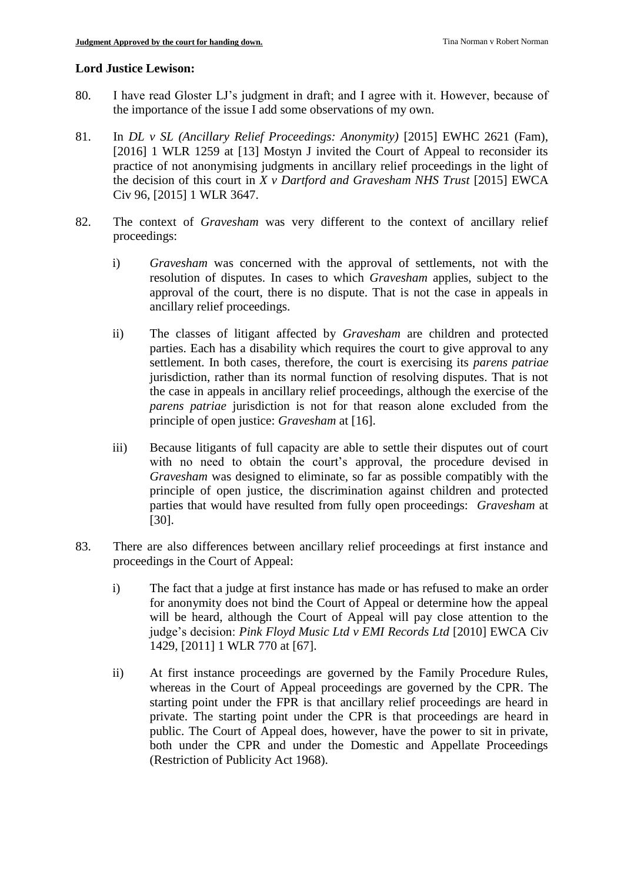**Lord Justice Lewison:**

80. I have read Gloster LJ's judgment in draft; and I agree with it. However, because of the importance of the issue I add some observations of my own.

81. In *DL v SL (Ancillary Relief Proceedings: Anonymity)* [2015] EWHC 2621 (Fam), [2016] 1 WLR 1259 at [13] Mostyn J invited the Court of Appeal to reconsider its practice of not anonymising judgments in ancillary relief proceedings in the light of the decision of this court in *X v Dartford and Gravesham NHS Trust* [2015] EWCA Civ 96, [2015] 1 WLR 3647.

82. The context of *Gravesham* was very different to the context of ancillary relief proceedings:

    i) *Gravesham* was concerned with the approval of settlements, not with the resolution of disputes. In cases to which *Gravesham* applies, subject to the approval of the court, there is no dispute. That is not the case in appeals in ancillary relief proceedings.

    ii) The classes of litigant affected by *Gravesham* are children and protected parties. Each has a disability which requires the court to give approval to any settlement. In both cases, therefore, the court is exercising its *parens patriae* jurisdiction, rather than its normal function of resolving disputes. That is not the case in appeals in ancillary relief proceedings, although the exercise of the *parens patriae* jurisdiction is not for that reason alone excluded from the principle of open justice: *Gravesham* at [16].

    iii) Because litigants of full capacity are able to settle their disputes out of court with no need to obtain the court's approval, the procedure devised in *Gravesham* was designed to eliminate, so far as possible compatibly with the principle of open justice, the discrimination against children and protected parties that would have resulted from fully open proceedings: *Gravesham* at [30].

83. There are also differences between ancillary relief proceedings at first instance and proceedings in the Court of Appeal:

    i) The fact that a judge at first instance has made or has refused to make an order for anonymity does not bind the Court of Appeal or determine how the appeal will be heard, although the Court of Appeal will pay close attention to the judge's decision: *Pink Floyd Music Ltd v EMI Records Ltd* [2010] EWCA Civ 1429, [2011] 1 WLR 770 at [67].

    ii) At first instance proceedings are governed by the Family Procedure Rules, whereas in the Court of Appeal proceedings are governed by the CPR. The starting point under the FPR is that ancillary relief proceedings are heard in private. The starting point under the CPR is that proceedings are heard in public. The Court of Appeal does, however, have the power to sit in private, both under the CPR and under the Domestic and Appellate Proceedings (Restriction of Publicity Act 1968).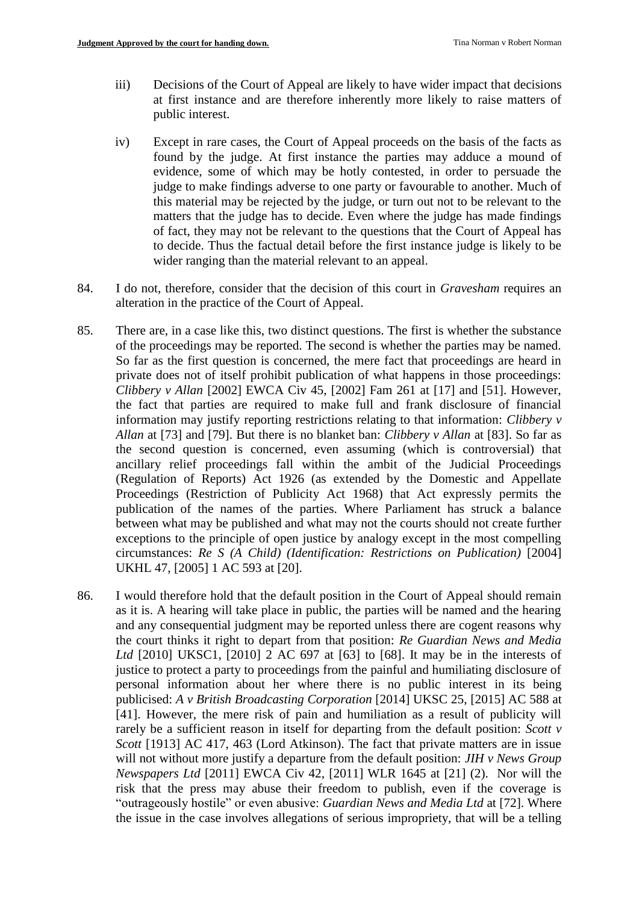iii) Decisions of the Court of Appeal are likely to have wider impact that decisions at first instance and are therefore inherently more likely to raise matters of public interest.

iv) Except in rare cases, the Court of Appeal proceeds on the basis of the facts as found by the judge. At first instance the parties may adduce a mound of evidence, some of which may be hotly contested, in order to persuade the judge to make findings adverse to one party or favourable to another. Much of this material may be rejected by the judge, or turn out not to be relevant to the matters that the judge has to decide. Even where the judge has made findings of fact, they may not be relevant to the questions that the Court of Appeal has to decide. Thus the factual detail before the first instance judge is likely to be wider ranging than the material relevant to an appeal.

84. I do not, therefore, consider that the decision of this court in *Gravesham* requires an alteration in the practice of the Court of Appeal.

85. There are, in a case like this, two distinct questions. The first is whether the substance of the proceedings may be reported. The second is whether the parties may be named. So far as the first question is concerned, the mere fact that proceedings are heard in private does not of itself prohibit publication of what happens in those proceedings: *Clibbery v Allan* [2002] EWCA Civ 45, [2002] Fam 261 at [17] and [51]. However, the fact that parties are required to make full and frank disclosure of financial information may justify reporting restrictions relating to that information: *Clibbery v Allan* at [73] and [79]. But there is no blanket ban: *Clibbery v Allan* at [83]. So far as the second question is concerned, even assuming (which is controversial) that ancillary relief proceedings fall within the ambit of the Judicial Proceedings (Regulation of Reports) Act 1926 (as extended by the Domestic and Appellate Proceedings (Restriction of Publicity Act 1968) that Act expressly permits the publication of the names of the parties. Where Parliament has struck a balance between what may be published and what may not the courts should not create further exceptions to the principle of open justice by analogy except in the most compelling circumstances: *Re S (A Child) (Identification: Restrictions on Publication)* [2004] UKHL 47, [2005] 1 AC 593 at [20].

86. I would therefore hold that the default position in the Court of Appeal should remain as it is. A hearing will take place in public, the parties will be named and the hearing and any consequential judgment may be reported unless there are cogent reasons why the court thinks it right to depart from that position: *Re Guardian News and Media Ltd* [2010] UKSC1, [2010] 2 AC 697 at [63] to [68]. It may be in the interests of justice to protect a party to proceedings from the painful and humiliating disclosure of personal information about her where there is no public interest in its being publicised: *A v British Broadcasting Corporation* [2014] UKSC 25, [2015] AC 588 at [41]. However, the mere risk of pain and humiliation as a result of publicity will rarely be a sufficient reason in itself for departing from the default position: *Scott v Scott* [1913] AC 417, 463 (Lord Atkinson). The fact that private matters are in issue will not without more justify a departure from the default position: *JIH v News Group Newspapers Ltd* [2011] EWCA Civ 42, [2011] WLR 1645 at [21] (2). Nor will the risk that the press may abuse their freedom to publish, even if the coverage is "outrageously hostile" or even abusive: *Guardian News and Media Ltd* at [72]. Where the issue in the case involves allegations of serious impropriety, that will be a telling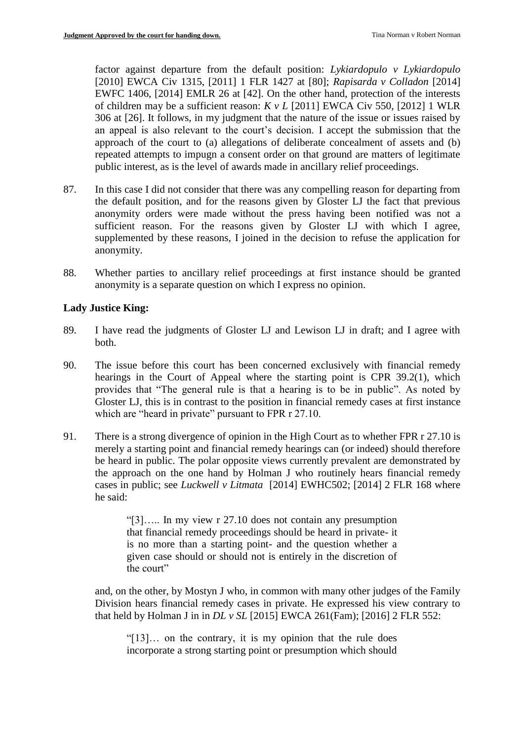factor against departure from the default position: *Lykiardopulo v Lykiardopulo* [2010] EWCA Civ 1315, [2011] 1 FLR 1427 at [80]; *Rapisarda v Colladon* [2014] EWFC 1406, [2014] EMLR 26 at [42]. On the other hand, protection of the interests of children may be a sufficient reason: *K v L* [2011] EWCA Civ 550, [2012] 1 WLR 306 at [26]. It follows, in my judgment that the nature of the issue or issues raised by an appeal is also relevant to the court's decision. I accept the submission that the approach of the court to (a) allegations of deliberate concealment of assets and (b) repeated attempts to impugn a consent order on that ground are matters of legitimate public interest, as is the level of awards made in ancillary relief proceedings.

87. In this case I did not consider that there was any compelling reason for departing from the default position, and for the reasons given by Gloster LJ the fact that previous anonymity orders were made without the press having been notified was not a sufficient reason. For the reasons given by Gloster LJ with which I agree, supplemented by these reasons, I joined in the decision to refuse the application for anonymity.

88. Whether parties to ancillary relief proceedings at first instance should be granted anonymity is a separate question on which I express no opinion.

**Lady Justice King:**

89. I have read the judgments of Gloster LJ and Lewison LJ in draft; and I agree with both.

90. The issue before this court has been concerned exclusively with financial remedy hearings in the Court of Appeal where the starting point is CPR 39.2(1), which provides that "The general rule is that a hearing is to be in public". As noted by Gloster LJ, this is in contrast to the position in financial remedy cases at first instance which are "heard in private" pursuant to FPR r 27.10.

91. There is a strong divergence of opinion in the High Court as to whether FPR r 27.10 is merely a starting point and financial remedy hearings can (or indeed) should therefore be heard in public. The polar opposite views currently prevalent are demonstrated by the approach on the one hand by Holman J who routinely hears financial remedy cases in public; see *Luckwell v Litmata* [2014] EWHC502; [2014] 2 FLR 168 where he said:

> "[3]….. In my view r 27.10 does not contain any presumption that financial remedy proceedings should be heard in private- it is no more than a starting point- and the question whether a given case should or should not is entirely in the discretion of the court"

and, on the other, by Mostyn J who, in common with many other judges of the Family Division hears financial remedy cases in private. He expressed his view contrary to that held by Holman J in in *DL v SL* [2015] EWCA 261(Fam); [2016] 2 FLR 552:

> "[13]… on the contrary, it is my opinion that the rule does incorporate a strong starting point or presumption which should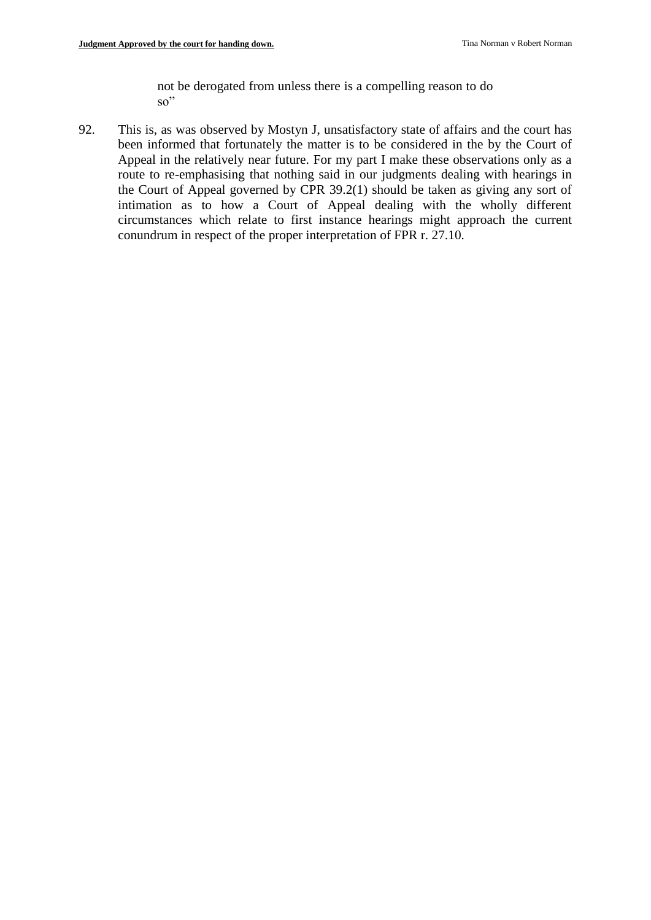> not be derogated from unless there is a compelling reason to do so"

92. This is, as was observed by Mostyn J, unsatisfactory state of affairs and the court has been informed that fortunately the matter is to be considered in the by the Court of Appeal in the relatively near future. For my part I make these observations only as a route to re-emphasising that nothing said in our judgments dealing with hearings in the Court of Appeal governed by CPR 39.2(1) should be taken as giving any sort of intimation as to how a Court of Appeal dealing with the wholly different circumstances which relate to first instance hearings might approach the current conundrum in respect of the proper interpretation of FPR r. 27.10.